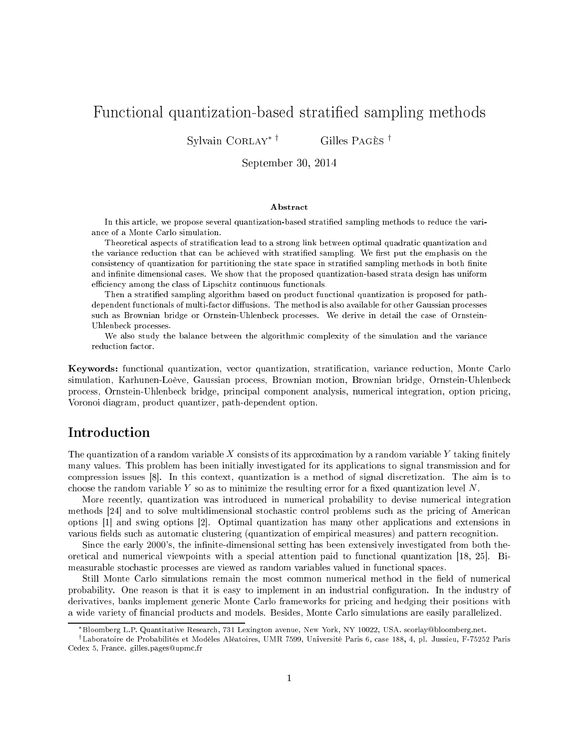# Functional quantization-based stratified sampling methods

Sylvain CORLAY[*] [†] Gilles PAGÈS [†]

September 30, 2014

### Abstract

In this article, we propose several quantization-based stratified sampling methods to reduce the variance of a Monte Carlo simulation.

Theoretical aspects of stratification lead to a strong link between optimal quadratic quantization and the variance reduction that can be achieved with stratified sampling. We first put the emphasis on the consistency of quantization for partitioning the state space in stratified sampling methods in both finite and infinite dimensional cases. We show that the proposed quantization-based strata design has uniform efficiency among the class of Lipschitz continuous functionals.

Then a stratified sampling algorithm based on product functional quantization is proposed for path-dependent functionals of multi-factor diffusions. The method is also available for other Gaussian processes such as Brownian bridge or Ornstein-Uhlenbeck processes. We derive in detail the case of Ornstein-Uhlenbeck processes.

We also study the balance between the algorithmic complexity of the simulation and the variance reduction factor.

**Keywords:** functional quantization, vector quantization, stratification, variance reduction, Monte Carlo simulation, Karhunen-Loève, Gaussian process, Brownian motion, Brownian bridge, Ornstein-Uhlenbeck process, Ornstein-Uhlenbeck bridge, principal component analysis, numerical integration, option pricing, Voronoi diagram, product quantizer, path-dependent option.

## Introduction

The quantization of a random variable $X$ consists of its approximation by a random variable $Y$ taking finitely many values. This problem has been initially investigated for its applications to signal transmission and for compression issues [8]. In this context, quantization is a method of signal discretization. The aim is to choose the random variable $Y$ so as to minimize the resulting error for a fixed quantization level $N$.

More recently, quantization was introduced in numerical probability to devise numerical integration methods [24] and to solve multidimensional stochastic control problems such as the pricing of American options [1] and swing options [2]. Optimal quantization has many other applications and extensions in various fields such as automatic clustering (quantization of empirical measures) and pattern recognition.

Since the early 2000's, the infinite-dimensional setting has been extensively investigated from both theoretical and numerical viewpoints with a special attention paid to functional quantization [18, 25]. Bi-measurable stochastic processes are viewed as random variables valued in functional spaces.

Still Monte Carlo simulations remain the most common numerical method in the field of numerical probability. One reason is that it is easy to implement in an industrial configuration. In the industry of derivatives, banks implement generic Monte Carlo frameworks for pricing and hedging their positions with a wide variety of financial products and models. Besides, Monte Carlo simulations are easily parallelized.

[*] Bloomberg L.P. Quantitative Research, 731 Lexington avenue, New York, NY 10022, USA. scorlay@bloomberg.net.

[†] Laboratoire de Probabilités et Modèles Aléatoires, UMR 7599, Université Paris 6, case 188, 4, pl. Jussieu, F-75252 Paris Cedex 5, France. gilles.pages@upmc.fr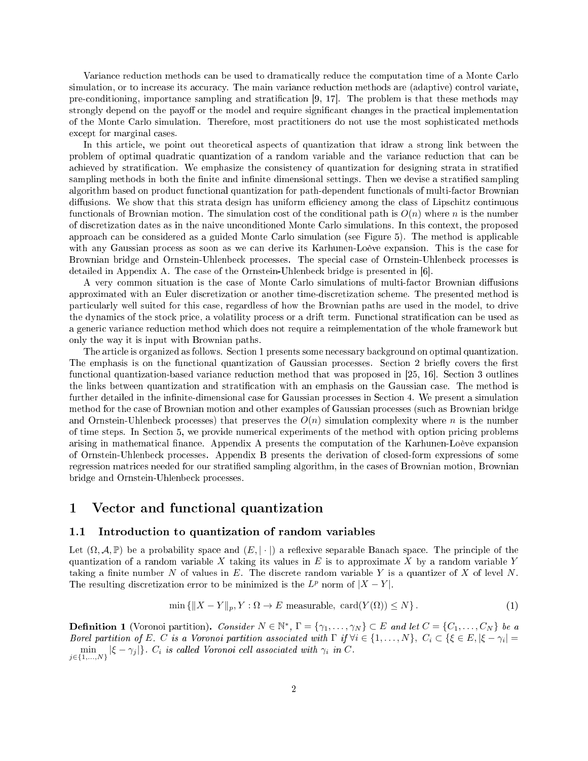Variance reduction methods can be used to dramatically reduce the computation time of a Monte Carlo simulation, or to increase its accuracy. The main variance reduction methods are (adaptive) control variate, pre-conditioning, importance sampling and stratification [9, 17]. The problem is that these methods may strongly depend on the payoff or the model and require significant changes in the practical implementation of the Monte Carlo simulation. Therefore, most practitioners do not use the most sophisticated methods except for marginal cases.

In this article, we point out theoretical aspects of quantization that idraw a strong link between the problem of optimal quadratic quantization of a random variable and the variance reduction that can be achieved by stratification. We emphasize the consistency of quantization for designing strata in stratified sampling methods in both the finite and infinite dimensional settings. Then we devise a stratified sampling algorithm based on product functional quantization for path-dependent functionals of multi-factor Brownian diffusions. We show that this strata design has uniform efficiency among the class of Lipschitz continuous functionals of Brownian motion. The simulation cost of the conditional path is $O(n)$ where $n$ is the number of discretization dates as in the naive unconditioned Monte Carlo simulations. In this context, the proposed approach can be considered as a guided Monte Carlo simulation (see Figure 5). The method is applicable with any Gaussian process as soon as we can derive its Karhunen-Loève expansion. This is the case for Brownian bridge and Ornstein-Uhlenbeck processes. The special case of Ornstein-Uhlenbeck processes is detailed in Appendix A. The case of the Ornstein-Uhlenbeck bridge is presented in [6].

A very common situation is the case of Monte Carlo simulations of multi-factor Brownian diffusions approximated with an Euler discretization or another time-discretization scheme. The presented method is particularly well suited for this case, regardless of how the Brownian paths are used in the model, to drive the dynamics of the stock price, a volatility process or a drift term. Functional stratification can be used as a generic variance reduction method which does not require a reimplementation of the whole framework but only the way it is input with Brownian paths.

The article is organized as follows. Section 1 presents some necessary background on optimal quantization. The emphasis is on the functional quantization of Gaussian processes. Section 2 briefly covers the first functional quantization-based variance reduction method that was proposed in [25, 16]. Section 3 outlines the links between quantization and stratification with an emphasis on the Gaussian case. The method is further detailed in the infinite-dimensional case for Gaussian processes in Section 4. We present a simulation method for the case of Brownian motion and other examples of Gaussian processes (such as Brownian bridge and Ornstein-Uhlenbeck processes) that preserves the $O(n)$ simulation complexity where $n$ is the number of time steps. In Section 5, we provide numerical experiments of the method with option pricing problems arising in mathematical finance. Appendix A presents the computation of the Karhunen-Loève expansion of Ornstein-Uhlenbeck processes. Appendix B presents the derivation of closed-form expressions of some regression matrices needed for our stratified sampling algorithm, in the cases of Brownian motion, Brownian bridge and Ornstein-Uhlenbeck processes.

# 1 Vector and functional quantization

## 1.1 Introduction to quantization of random variables

Let $(\Omega, \mathcal{A}, \mathbb{P})$ be a probability space and $(E, |\cdot|)$ a reflexive separable Banach space. The principle of the quantization of a random variable $X$ taking its values in $E$ is to approximate $X$ by a random variable $Y$ taking a finite number $N$ of values in $E$. The discrete random variable $Y$ is a quantizer of $X$ of level $N$. The resulting discretization error to be minimized is the $L^p$ norm of $|X - Y|$.

$$\min\left\{\|X - Y\|_p, Y : \Omega \to E \text{ measurable, } \operatorname{card}(Y(\Omega)) \leq N\right\}. \tag{1}$$

**Definition 1** (Voronoi partition). *Consider $N \in \mathbb{N}^*$, $\Gamma = \{\gamma_1, \ldots, \gamma_N\} \subset E$ and let $C = \{C_1, \ldots, C_N\}$ be a Borel partition of $E$. $C$ is a Voronoi partition associated with $\Gamma$ if $\forall i \in \{1, \ldots, N\}$, $C_i \subset \{\xi \in E, |\xi - \gamma_i| = \min_{j \in \{1,\ldots,N\}} |\xi - \gamma_j|\}$. $C_i$ is called Voronoi cell associated with $\gamma_i$ in $C$.*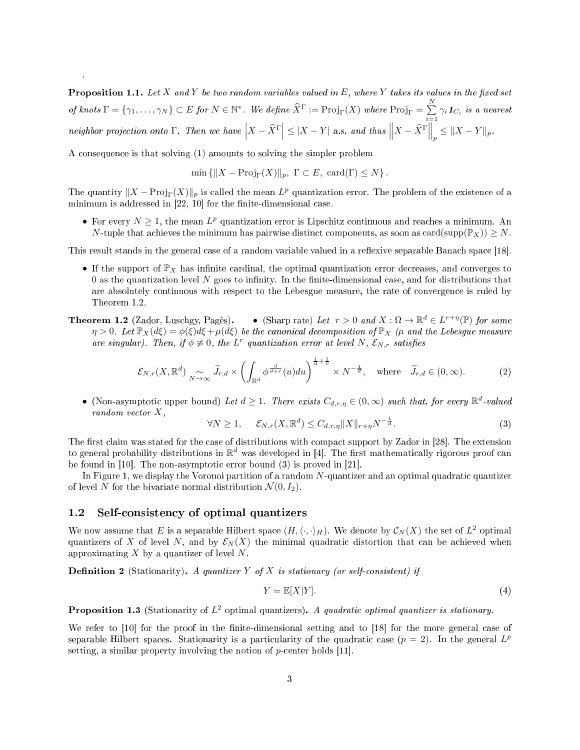**Proposition 1.1.** *Let $X$ and $Y$ be two random variables valued in $E$, where $Y$ takes its values in the fixed set of knots $\Gamma = \{\gamma_1, \ldots, \gamma_N\} \subset E$ for $N \in \mathbb{N}^*$. We define $\widehat{X}^\Gamma := \mathrm{Proj}_\Gamma(X)$ where $\mathrm{Proj}_\Gamma = \sum_{i=1}^{N} \gamma_i \mathbf{1}_{C_i}$ is a nearest neighbor projection onto $\Gamma$. Then we have $\left|X - \widehat{X}^\Gamma\right| \leq |X - Y|$ a.s. and thus $\left\|X - \widehat{X}^\Gamma\right\|_p \leq \|X - Y\|_p$.*

A consequence is that solving (1) amounts to solving the simpler problem

$$\min\left\{\|X - \mathrm{Proj}_\Gamma(X)\|_p,\ \Gamma \subset E,\ \mathrm{card}(\Gamma) \leq N\right\}.$$

The quantity $\|X - \mathrm{Proj}_\Gamma(X)\|_p$ is called the mean $L^p$ quantization error. The problem of the existence of a minimum is addressed in [22, 10] for the finite-dimensional case.

- For every $N \geq 1$, the mean $L^p$ quantization error is Lipschitz continuous and reaches a minimum. An $N$-tuple that achieves the minimum has pairwise distinct components, as soon as $\mathrm{card}(\mathrm{supp}(\mathbb{P}_X)) \geq N$.

This result stands in the general case of a random variable valued in a reflexive separable Banach space [18].

- If the support of $\mathbb{P}_X$ has infinite cardinal, the optimal quantization error decreases, and converges to 0 as the quantization level $N$ goes to infinity. In the finite-dimensional case, and for distributions that are absolutely continuous with respect to the Lebesgue measure, the rate of convergence is ruled by Theorem 1.2.

**Theorem 1.2** (Zador, Luschgy, Pagès)**.**

- (Sharp rate) *Let $r > 0$ and $X : \Omega \to \mathbb{R}^d \in L^{r+\eta}(\mathbb{P})$ for some $\eta > 0$. Let $\mathbb{P}_X(d\xi) = \phi(\xi)d\xi + \mu(d\xi)$ be the canonical decomposition of $\mathbb{P}_X$ ($\mu$ and the Lebesgue measure are singular). Then, if $\phi \not\equiv 0$, the $L^r$ quantization error at level $N$, $\mathcal{E}_{N,r}$ satisfies*

$$\mathcal{E}_{N,r}(X, \mathbb{R}^d) \underset{N\to\infty}{\sim} \widetilde{J}_{r,d} \times \left(\int_{\mathbb{R}^d} \phi^{\frac{d}{d+r}}(u)du\right)^{\frac{1}{d}+\frac{1}{r}} \times N^{-\frac{1}{d}}, \quad \text{where} \quad \widetilde{J}_{r,d} \in (0, \infty). \tag{2}$$

- (Non-asymptotic upper bound) *Let $d \geq 1$. There exists $C_{d,r,\eta} \in (0, \infty)$ such that, for every $\mathbb{R}^d$-valued random vector $X$,*

$$\forall N \geq 1, \qquad \mathcal{E}_{N,r}(X, \mathbb{R}^d) \leq C_{d,r,\eta}\|X\|_{r+\eta} N^{-\frac{1}{d}}. \tag{3}$$

The first claim was stated for the case of distributions with compact support by Zador in [28]. The extension to general probability distributions in $\mathbb{R}^d$ was developed in [4]. The first mathematically rigorous proof can be found in [10]. The non-asymptotic error bound (3) is proved in [21].

In Figure 1, we display the Voronoi partition of a random $N$-quantizer and an optimal quadratic quantizer of level $N$ for the bivariate normal distribution $\mathcal{N}(0, I_2)$.

### 1.2 Self-consistency of optimal quantizers

We now assume that $E$ is a separable Hilbert space $(H, \langle\cdot,\cdot\rangle_H)$. We denote by $\mathcal{C}_N(X)$ the set of $L^2$ optimal quantizers of $X$ of level $N$, and by $\mathcal{E}_N(X)$ the minimal quadratic distortion that can be achieved when approximating $X$ by a quantizer of level $N$.

**Definition 2** (Stationarity)**.** *A quantizer $Y$ of $X$ is stationary (or self-consistent) if*

$$Y = \mathbb{E}[X|Y]. \tag{4}$$

**Proposition 1.3** (Stationarity of $L^2$ optimal quantizers)**.** *A quadratic optimal quantizer is stationary.*

We refer to [10] for the proof in the finite-dimensional setting and to [18] for the more general case of separable Hilbert spaces. Stationarity is a particularity of the quadratic case ($p = 2$). In the general $L^p$ setting, a similar property involving the notion of $p$-center holds [11].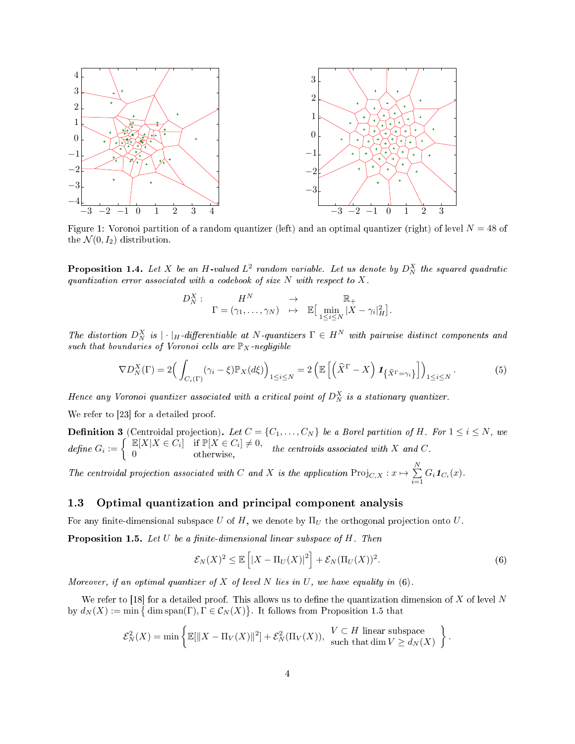Figure 1: Voronoi partition of a random quantizer (left) and an optimal quantizer (right) of level $N = 48$ of the $\mathcal{N}(0, I_2)$ distribution.

**Proposition 1.4.** *Let $X$ be an $H$-valued $L^2$ random variable. Let us denote by $D_N^X$ the squared quadratic quantization error associated with a codebook of size $N$ with respect to $X$.*

$$D_N^X : \begin{array}{ccc} H^N & \to & \mathbb{R}_+ \\ \Gamma = (\gamma_1, \ldots, \gamma_N) & \mapsto & \mathbb{E}\big[\min_{1 \le i \le N} |X - \gamma_i|_H^2\big]. \end{array}$$

*The distortion $D_N^X$ is $|\cdot|_H$-differentiable at $N$-quantizers $\Gamma \in H^N$ with pairwise distinct components and such that boundaries of Voronoi cells are $\mathbb{P}_X$-negligible*

$$\nabla D_N^X(\Gamma) = 2\Big( \int_{C_i(\Gamma)} (\gamma_i - \xi) \mathbb{P}_X(d\xi) \Big)_{1 \le i \le N} = 2 \left( \mathbb{E}\left[ \left( \widehat{X}^\Gamma - X \right) \mathbf{1}_{\left\{ \widehat{X}^\Gamma = \gamma_i \right\}} \right] \right)_{1 \le i \le N}. \tag{5}$$

*Hence any Voronoi quantizer associated with a critical point of $D_N^X$ is a stationary quantizer.*

We refer to [23] for a detailed proof.

**Definition 3** (Centroidal projection)**.** *Let $C = \{C_1, \ldots, C_N\}$ be a Borel partition of $H$. For $1 \le i \le N$, we define $G_i := \begin{cases} \mathbb{E}[X | X \in C_i] & \text{if } \mathbb{P}[X \in C_i] \neq 0, \\ 0 & \text{otherwise,} \end{cases}$ the centroids associated with $X$ and $C$.*

*The centroidal projection associated with $C$ and $X$ is the application $\mathrm{Proj}_{C,X} : x \mapsto \sum_{i=1}^{N} G_i \mathbf{1}_{C_i}(x)$.*

### 1.3 Optimal quantization and principal component analysis

For any finite-dimensional subspace $U$ of $H$, we denote by $\Pi_U$ the orthogonal projection onto $U$.

**Proposition 1.5.** *Let $U$ be a finite-dimensional linear subspace of $H$. Then*

$$\mathcal{E}_N(X)^2 \le \mathbb{E}\left[ |X - \Pi_U(X)|^2 \right] + \mathcal{E}_N(\Pi_U(X))^2. \tag{6}$$

*Moreover, if an optimal quantizer of $X$ of level $N$ lies in $U$, we have equality in* (6)*.*

We refer to [18] for a detailed proof. This allows us to define the quantization dimension of $X$ of level $N$ by $d_N(X) := \min\big\{ \dim \mathrm{span}(\Gamma), \Gamma \in \mathcal{C}_N(X) \big\}$. It follows from Proposition 1.5 that

$$\mathcal{E}_N^2(X) = \min \left\{ \mathbb{E}[\|X - \Pi_V(X)\|^2] + \mathcal{E}_N^2(\Pi_V(X)), \begin{array}{l} V \subset H \text{ linear subspace} \\ \text{such that } \dim V \ge d_N(X) \end{array} \right\}.$$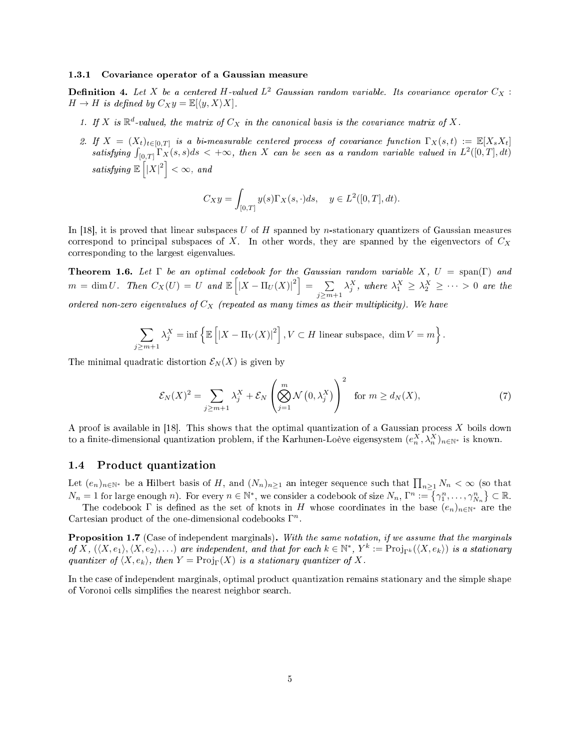### 1.3.1 Covariance operator of a Gaussian measure

**Definition 4.** *Let $X$ be a centered $H$-valued $L^2$ Gaussian random variable. Its covariance operator $C_X : H \to H$ is defined by $C_X y = \mathbb{E}[\langle y, X\rangle X]$.*

1. *If $X$ is $\mathbb{R}^d$-valued, the matrix of $C_X$ in the canonical basis is the covariance matrix of $X$.*
2. *If $X = (X_t)_{t\in[0,T]}$ is a bi-measurable centered process of covariance function $\Gamma_X(s,t) := \mathbb{E}[X_s X_t]$ satisfying $\int_{[0,T]} \Gamma_X(s,s)ds < +\infty$, then $X$ can be seen as a random variable valued in $L^2([0,T], dt)$ satisfying $\mathbb{E}\left[|X|^2\right] < \infty$, and*

$$C_X y = \int_{[0,T]} y(s)\Gamma_X(s,\cdot)ds, \quad y \in L^2([0,T], dt).$$

In [18], it is proved that linear subspaces $U$ of $H$ spanned by $n$-stationary quantizers of Gaussian measures correspond to principal subspaces of $X$. In other words, they are spanned by the eigenvectors of $C_X$ corresponding to the largest eigenvalues.

**Theorem 1.6.** *Let $\Gamma$ be an optimal codebook for the Gaussian random variable $X$, $U = \operatorname{span}(\Gamma)$ and $m = \dim U$. Then $C_X(U) = U$ and $\mathbb{E}\left[|X - \Pi_U(X)|^2\right] = \sum_{j\geq m+1} \lambda_j^X$, where $\lambda_1^X \geq \lambda_2^X \geq \cdots > 0$ are the ordered non-zero eigenvalues of $C_X$ (repeated as many times as their multiplicity). We have*

$$\sum_{j\geq m+1} \lambda_j^X = \inf\left\{\mathbb{E}\left[|X - \Pi_V(X)|^2\right], V \subset H \text{ linear subspace}, \dim V = m\right\}.$$

The minimal quadratic distortion $\mathcal{E}_N(X)$ is given by

$$\mathcal{E}_N(X)^2 = \sum_{j\geq m+1} \lambda_j^X + \mathcal{E}_N\left(\bigotimes_{j=1}^{m} \mathcal{N}\left(0, \lambda_j^X\right)\right)^2 \quad \text{for } m \geq d_N(X), \tag{7}$$

A proof is available in [18]. This shows that the optimal quantization of a Gaussian process $X$ boils down to a finite-dimensional quantization problem, if the Karhunen-Loève eigensystem $(e_n^X, \lambda_n^X)_{n\in\mathbb{N}^*}$ is known.

## 1.4 Product quantization

Let $(e_n)_{n\in\mathbb{N}^*}$ be a Hilbert basis of $H$, and $(N_n)_{n\geq 1}$ an integer sequence such that $\prod_{n\geq 1} N_n < \infty$ (so that $N_n = 1$ for large enough $n$). For every $n \in \mathbb{N}^*$, we consider a codebook of size $N_n$, $\Gamma^n := \left\{\gamma_1^n, \ldots, \gamma_{N_n}^n\right\} \subset \mathbb{R}$.

The codebook $\Gamma$ is defined as the set of knots in $H$ whose coordinates in the base $(e_n)_{n\in\mathbb{N}^*}$ are the Cartesian product of the one-dimensional codebooks $\Gamma^n$.

**Proposition 1.7** (Case of independent marginals)**.** *With the same notation, if we assume that the marginals of $X$, $(\langle X, e_1\rangle, \langle X, e_2\rangle, \ldots)$ are independent, and that for each $k \in \mathbb{N}^*$, $Y^k := \operatorname{Proj}_{\Gamma^k}(\langle X, e_k\rangle)$ is a stationary quantizer of $\langle X, e_k\rangle$, then $Y = \operatorname{Proj}_{\Gamma}(X)$ is a stationary quantizer of $X$.*

In the case of independent marginals, optimal product quantization remains stationary and the simple shape of Voronoi cells simplifies the nearest neighbor search.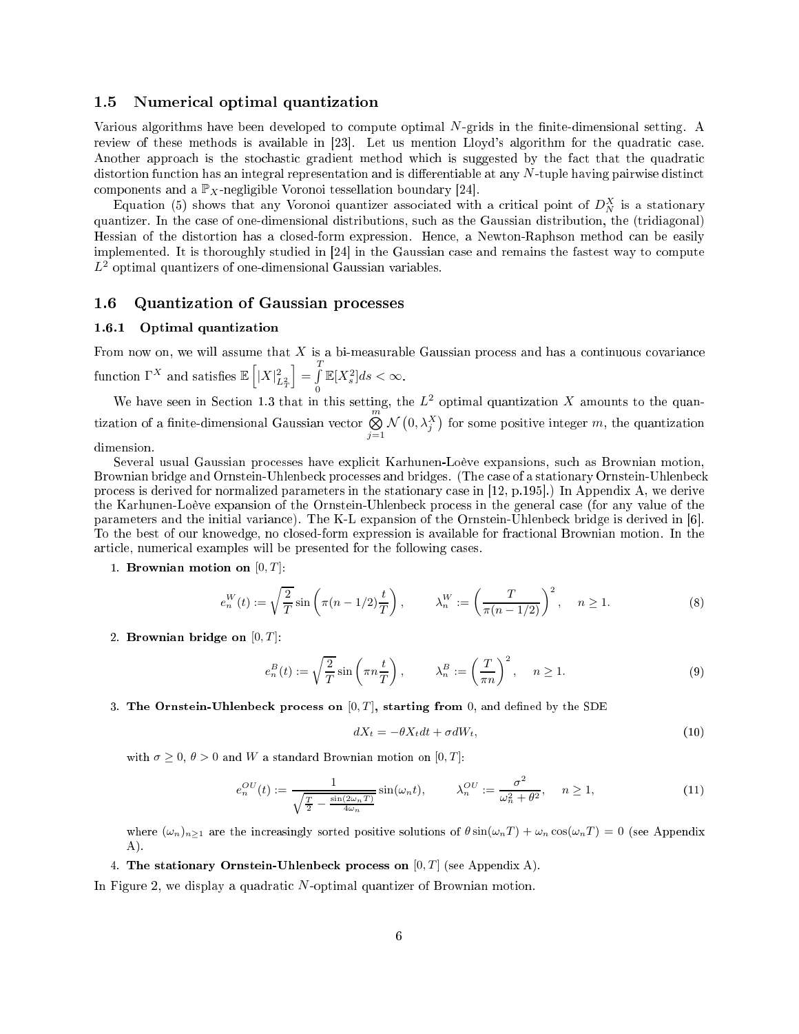## 1.5 Numerical optimal quantization

Various algorithms have been developed to compute optimal $N$-grids in the finite-dimensional setting. A review of these methods is available in [23]. Let us mention Lloyd's algorithm for the quadratic case. Another approach is the stochastic gradient method which is suggested by the fact that the quadratic distortion function has an integral representation and is differentiable at any $N$-tuple having pairwise distinct components and a $\mathbb{P}_X$-negligible Voronoi tessellation boundary [24].

Equation (5) shows that any Voronoi quantizer associated with a critical point of $D_N^X$ is a stationary quantizer. In the case of one-dimensional distributions, such as the Gaussian distribution, the (tridiagonal) Hessian of the distortion has a closed-form expression. Hence, a Newton-Raphson method can be easily implemented. It is thoroughly studied in [24] in the Gaussian case and remains the fastest way to compute $L^2$ optimal quantizers of one-dimensional Gaussian variables.

## 1.6 Quantization of Gaussian processes

### 1.6.1 Optimal quantization

From now on, we will assume that $X$ is a bi-measurable Gaussian process and has a continuous covariance function $\Gamma^X$ and satisfies $\mathbb{E}\left[|X|^2_{L^2_T}\right] = \int\limits_0^T \mathbb{E}[X_s^2]ds < \infty$.

We have seen in Section 1.3 that in this setting, the $L^2$ optimal quantization $X$ amounts to the quantization of a finite-dimensional Gaussian vector $\bigotimes\limits_{j=1}^{m} \mathcal{N}\left(0, \lambda_j^X\right)$ for some positive integer $m$, the quantization dimension.

Several usual Gaussian processes have explicit Karhunen-Loève expansions, such as Brownian motion, Brownian bridge and Ornstein-Uhlenbeck processes and bridges. (The case of a stationary Ornstein-Uhlenbeck process is derived for normalized parameters in the stationary case in [12, p.195].) In Appendix A, we derive the Karhunen-Loève expansion of the Ornstein-Uhlenbeck process in the general case (for any value of the parameters and the initial variance). The K-L expansion of the Ornstein-Uhlenbeck bridge is derived in [6]. To the best of our knowedge, no closed-form expression is available for fractional Brownian motion. In the article, numerical examples will be presented for the following cases.

1. **Brownian motion on** $[0, T]$:

$$e_n^W(t) := \sqrt{\frac{2}{T}} \sin\left(\pi(n - 1/2)\frac{t}{T}\right), \qquad \lambda_n^W := \left(\frac{T}{\pi(n-1/2)}\right)^2, \quad n \geq 1. \tag{8}$$

2. **Brownian bridge on** $[0, T]$:

$$e_n^B(t) := \sqrt{\frac{2}{T}} \sin\left(\pi n\frac{t}{T}\right), \qquad \lambda_n^B := \left(\frac{T}{\pi n}\right)^2, \quad n \geq 1. \tag{9}$$

3. **The Ornstein-Uhlenbeck process on** $[0, T]$**, starting from** 0, and defined by the SDE

$$dX_t = -\theta X_t dt + \sigma dW_t, \tag{10}$$

with $\sigma \geq 0$, $\theta > 0$ and $W$ a standard Brownian motion on $[0, T]$:

$$e_n^{OU}(t) := \frac{1}{\sqrt{\frac{T}{2} - \frac{\sin(2\omega_n T)}{4\omega_n}}} \sin(\omega_n t), \qquad \lambda_n^{OU} := \frac{\sigma^2}{\omega_n^2 + \theta^2}, \quad n \geq 1, \tag{11}$$

where $(\omega_n)_{n\geq 1}$ are the increasingly sorted positive solutions of $\theta \sin(\omega_n T) + \omega_n \cos(\omega_n T) = 0$ (see Appendix A).

4. **The stationary Ornstein-Uhlenbeck process on** $[0, T]$ (see Appendix A).

In Figure 2, we display a quadratic $N$-optimal quantizer of Brownian motion.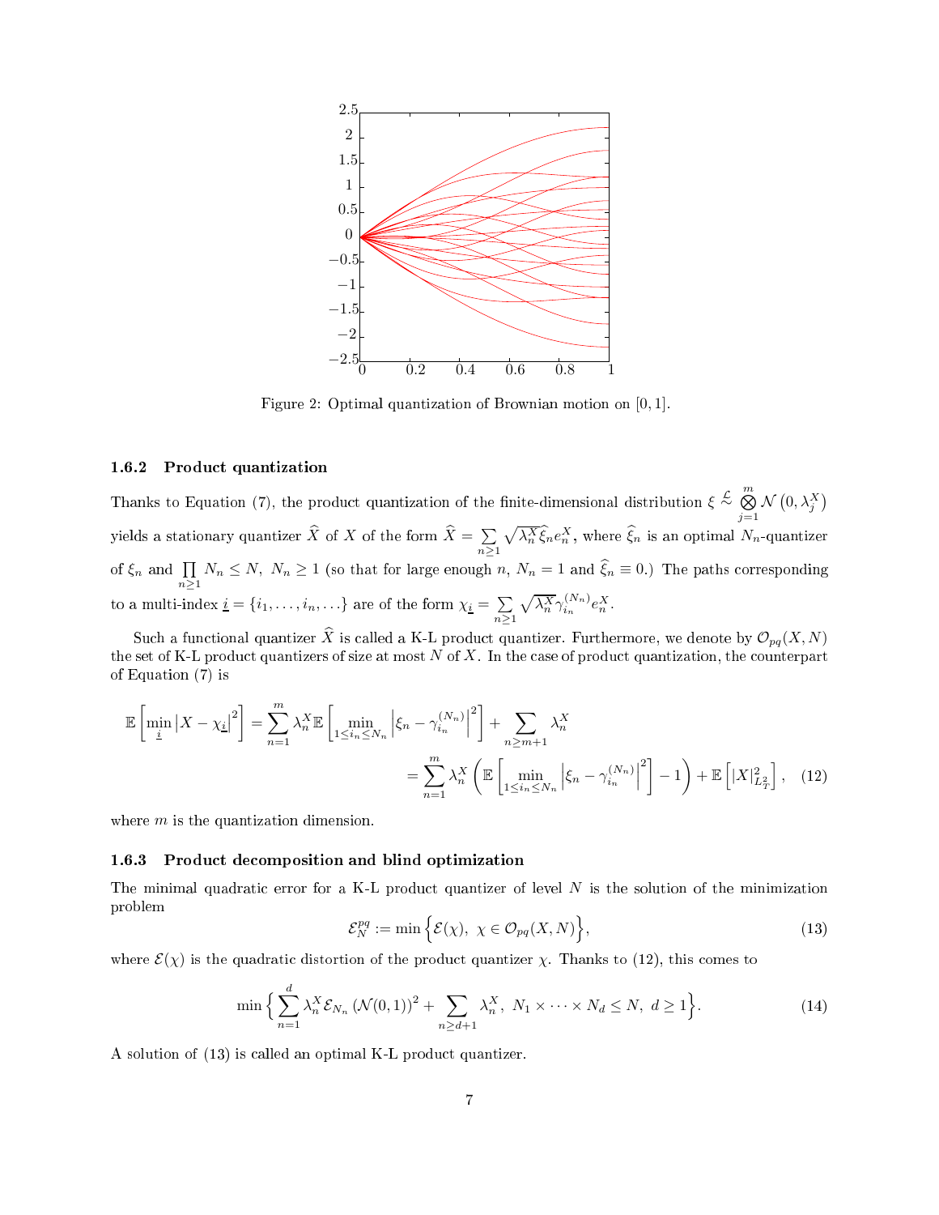Figure 2: Optimal quantization of Brownian motion on $[0,1]$.

### 1.6.2 Product quantization

Thanks to Equation (7), the product quantization of the finite-dimensional distribution $\xi \overset{\mathcal{L}}{\sim} \bigotimes_{j=1}^{m} \mathcal{N}\left(0, \lambda_j^X\right)$ yields a stationary quantizer $\widehat{X}$ of $X$ of the form $\widehat{X} = \sum_{n\geq 1} \sqrt{\lambda_n^X}\widehat{\xi}_n e_n^X$, where $\widehat{\xi}_n$ is an optimal $N_n$-quantizer of $\xi_n$ and $\prod_{n\geq 1} N_n \leq N,\ N_n \geq 1$ (so that for large enough $n$, $N_n = 1$ and $\widehat{\xi}_n \equiv 0$.) The paths corresponding to a multi-index $\underline{i} = \{i_1, \ldots, i_n, \ldots\}$ are of the form $\chi_{\underline{i}} = \sum_{n\geq 1} \sqrt{\lambda_n^X}\gamma_{i_n}^{(N_n)} e_n^X$.

Such a functional quantizer $\widehat{X}$ is called a K-L product quantizer. Furthermore, we denote by $\mathcal{O}_{pq}(X, N)$ the set of K-L product quantizers of size at most $N$ of $X$. In the case of product quantization, the counterpart of Equation (7) is

$$
\begin{aligned}
\mathbb{E}\left[\min_{\underline{i}} \left|X - \chi_{\underline{i}}\right|^2\right] &= \sum_{n=1}^{m} \lambda_n^X \mathbb{E}\left[\min_{1\leq i_n \leq N_n} \left|\xi_n - \gamma_{i_n}^{(N_n)}\right|^2\right] + \sum_{n\geq m+1} \lambda_n^X \\
&= \sum_{n=1}^{m} \lambda_n^X \left(\mathbb{E}\left[\min_{1\leq i_n \leq N_n} \left|\xi_n - \gamma_{i_n}^{(N_n)}\right|^2\right] - 1\right) + \mathbb{E}\left[|X|_{L_T^2}^2\right], \quad (12)
\end{aligned}
$$

where $m$ is the quantization dimension.

### 1.6.3 Product decomposition and blind optimization

The minimal quadratic error for a K-L product quantizer of level $N$ is the solution of the minimization problem

$$
\mathcal{E}_N^{pq} := \min\left\{\mathcal{E}(\chi),\ \chi \in \mathcal{O}_{pq}(X, N)\right\}, \tag{13}
$$

where $\mathcal{E}(\chi)$ is the quadratic distortion of the product quantizer $\chi$. Thanks to (12), this comes to

$$
\min\left\{\sum_{n=1}^{d} \lambda_n^X \mathcal{E}_{N_n}\left(\mathcal{N}(0,1)\right)^2 + \sum_{n\geq d+1} \lambda_n^X,\ N_1 \times \cdots \times N_d \leq N,\ d \geq 1\right\}. \tag{14}
$$

A solution of (13) is called an optimal K-L product quantizer.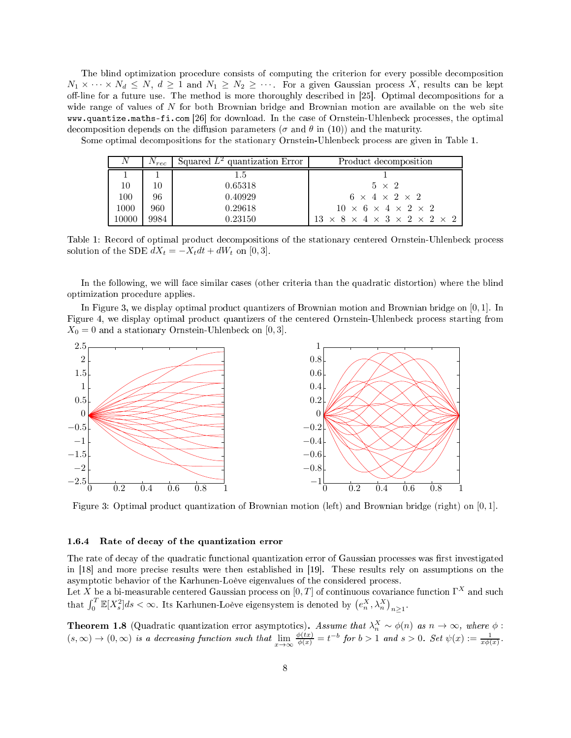The blind optimization procedure consists of computing the criterion for every possible decomposition $N_1 \times \cdots \times N_d \leq N$, $d \geq 1$ and $N_1 \geq N_2 \geq \cdots$. For a given Gaussian process $X$, results can be kept off-line for a future use. The method is more thoroughly described in [25]. Optimal decompositions for a wide range of values of $N$ for both Brownian bridge and Brownian motion are available on the web site `www.quantize.maths-fi.com` [26] for download. In the case of Ornstein-Uhlenbeck processes, the optimal decomposition depends on the diffusion parameters ($\sigma$ and $\theta$ in (10)) and the maturity.

Some optimal decompositions for the stationary Ornstein-Uhlenbeck process are given in Table 1.

| $N$ | $N_{rec}$ | Squared $L^2$ quantization Error | Product decomposition |
|---|---|---|---|
| 1 | 1 | 1.5 | 1 |
| 10 | 10 | 0.65318 | 5 × 2 |
| 100 | 96 | 0.40929 | 6 × 4 × 2 × 2 |
| 1000 | 960 | 0.29618 | 10 × 6 × 4 × 2 × 2 |
| 10000 | 9984 | 0.23150 | 13 × 8 × 4 × 3 × 2 × 2 × 2 |

Table 1: Record of optimal product decompositions of the stationary centered Ornstein-Uhlenbeck process solution of the SDE $dX_t = -X_t dt + dW_t$ on $[0, 3]$.

In the following, we will face similar cases (other criteria than the quadratic distortion) where the blind optimization procedure applies.

In Figure 3, we display optimal product quantizers of Brownian motion and Brownian bridge on $[0, 1]$. In Figure 4, we display optimal product quantizers of the centered Ornstein-Uhlenbeck process starting from $X_0 = 0$ and a stationary Ornstein-Uhlenbeck on $[0, 3]$.

Figure 3: Optimal product quantization of Brownian motion (left) and Brownian bridge (right) on $[0, 1]$.

#### 1.6.4 Rate of decay of the quantization error

The rate of decay of the quadratic functional quantization error of Gaussian processes was first investigated in [18] and more precise results were then established in [19]. These results rely on assumptions on the asymptotic behavior of the Karhunen-Loève eigenvalues of the considered process.

Let $X$ be a bi-measurable centered Gaussian process on $[0, T]$ of continuous covariance function $\Gamma^X$ and such that $\int_0^T \mathbb{E}[X_s^2]ds < \infty$. Its Karhunen-Loève eigensystem is denoted by $\left(e_n^X, \lambda_n^X\right)_{n \geq 1}$.

**Theorem 1.8** (Quadratic quantization error asymptotics). *Assume that $\lambda_n^X \sim \phi(n)$ as $n \to \infty$, where $\phi : (s, \infty) \to (0, \infty)$ is a decreasing function such that $\lim_{x \to \infty} \frac{\phi(tx)}{\phi(x)} = t^{-b}$ for $b > 1$ and $s > 0$. Set $\psi(x) := \frac{1}{x\phi(x)}$.*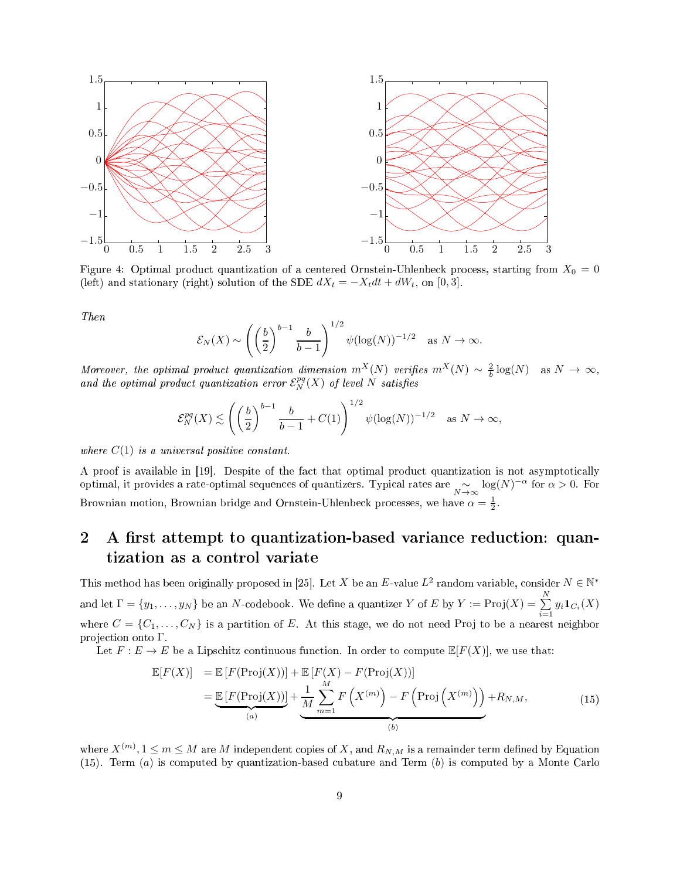Figure 4: Optimal product quantization of a centered Ornstein-Uhlenbeck process, starting from $X_0 = 0$ (left) and stationary (right) solution of the SDE $dX_t = -X_t dt + dW_t$, on $[0, 3]$.

*Then*

$$\mathcal{E}_N(X) \sim \left( \left(\frac{b}{2}\right)^{b-1} \frac{b}{b-1} \right)^{1/2} \psi(\log(N))^{-1/2} \quad \text{as } N \to \infty.$$

*Moreover, the optimal product quantization dimension $m^X(N)$ verifies $m^X(N) \sim \frac{2}{b}\log(N)$ as $N \to \infty$, and the optimal product quantization error $\mathcal{E}_N^{pq}(X)$ of level $N$ satisfies*

$$\mathcal{E}_N^{pq}(X) \lesssim \left( \left(\frac{b}{2}\right)^{b-1} \frac{b}{b-1} + C(1) \right)^{1/2} \psi(\log(N))^{-1/2} \quad \text{as } N \to \infty,$$

*where $C(1)$ is a universal positive constant.*

A proof is available in [19]. Despite of the fact that optimal product quantization is not asymptotically optimal, it provides a rate-optimal sequences of quantizers. Typical rates are $\underset{N\to\infty}{\sim} \log(N)^{-\alpha}$ for $\alpha > 0$. For Brownian motion, Brownian bridge and Ornstein-Uhlenbeck processes, we have $\alpha = \frac{1}{2}$.

## 2 A first attempt to quantization-based variance reduction: quantization as a control variate

This method has been originally proposed in [25]. Let $X$ be an $E$-value $L^2$ random variable, consider $N \in \mathbb{N}^*$ and let $\Gamma = \{y_1, \ldots, y_N\}$ be an $N$-codebook. We define a quantizer $Y$ of $E$ by $Y := \text{Proj}(X) = \sum_{i=1}^{N} y_i \mathbf{1}_{C_i}(X)$ where $C = \{C_1, \ldots, C_N\}$ is a partition of $E$. At this stage, we do not need Proj to be a nearest neighbor projection onto $\Gamma$.

Let $F : E \to E$ be a Lipschitz continuous function. In order to compute $\mathbb{E}[F(X)]$, we use that:

$$\begin{aligned}
\mathbb{E}[F(X)] &= \mathbb{E}\left[F(\text{Proj}(X))\right] + \mathbb{E}\left[F(X) - F(\text{Proj}(X))\right] \\
&= \underbrace{\mathbb{E}\left[F(\text{Proj}(X))\right]}_{(a)} + \underbrace{\frac{1}{M}\sum_{m=1}^{M} F\left(X^{(m)}\right) - F\left(\text{Proj}\left(X^{(m)}\right)\right)}_{(b)} + R_{N,M},
\end{aligned} \tag{15}$$

where $X^{(m)}, 1 \leq m \leq M$ are $M$ independent copies of $X$, and $R_{N,M}$ is a remainder term defined by Equation (15). Term $(a)$ is computed by quantization-based cubature and Term $(b)$ is computed by a Monte Carlo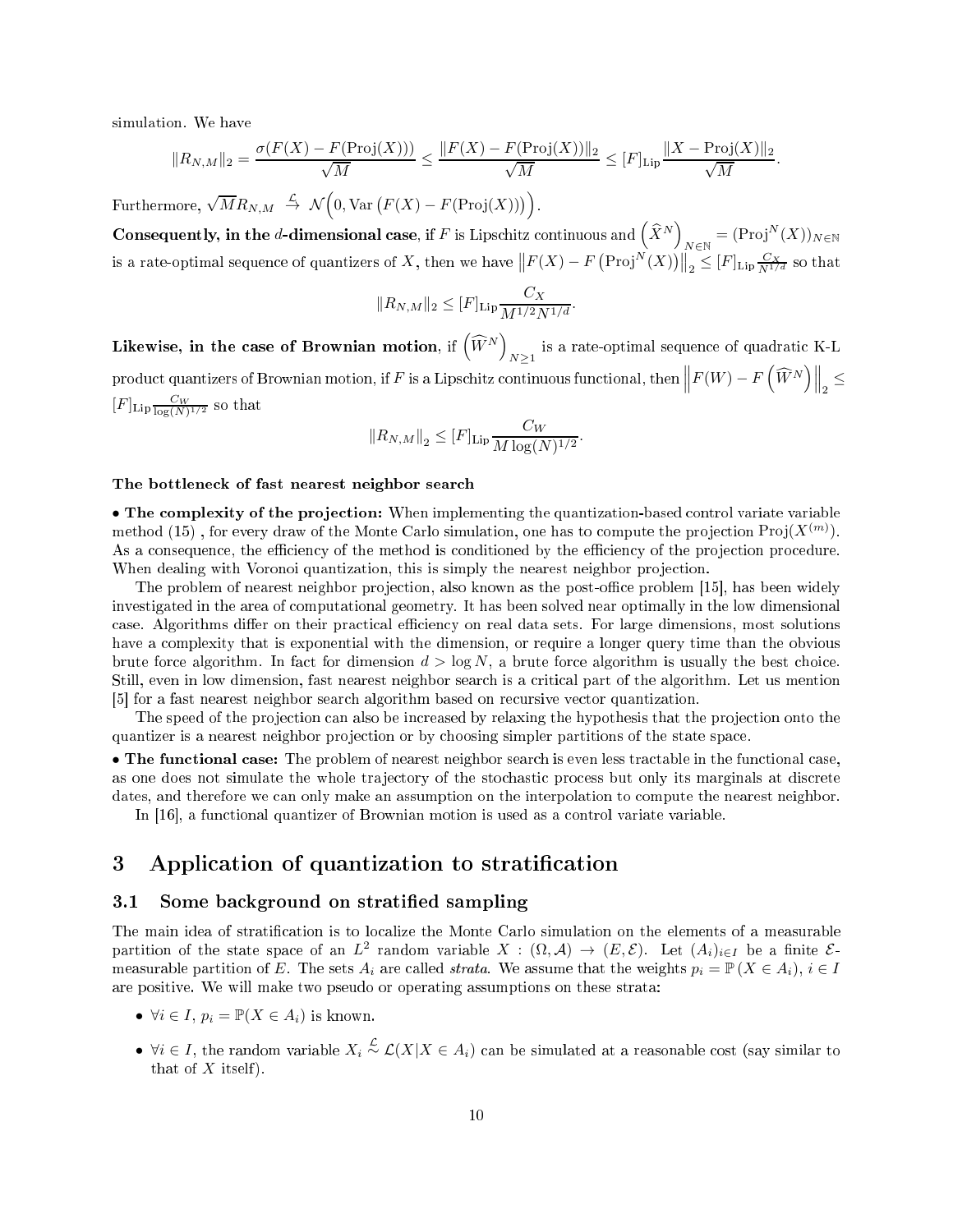simulation. We have

$$\|R_{N,M}\|_2 = \frac{\sigma(F(X) - F(\mathrm{Proj}(X)))}{\sqrt{M}} \leq \frac{\|F(X) - F(\mathrm{Proj}(X))\|_2}{\sqrt{M}} \leq [F]_{\mathrm{Lip}} \frac{\|X - \mathrm{Proj}(X)\|_2}{\sqrt{M}}.$$

Furthermore, $\sqrt{M} R_{N,M} \overset{\mathcal{L}}{\to} \mathcal{N}\Big(0, \mathrm{Var}\left(F(X) - F(\mathrm{Proj}(X))\right)\Big)$.

**Consequently, in the $d$-dimensional case**, if $F$ is Lipschitz continuous and $\left(\widehat{X}^N\right)_{N \in \mathbb{N}} = (\mathrm{Proj}^N(X))_{N \in \mathbb{N}}$ is a rate-optimal sequence of quantizers of $X$, then we have $\left\|F(X) - F\left(\mathrm{Proj}^N(X)\right)\right\|_2 \leq [F]_{\mathrm{Lip}} \frac{C_X}{N^{1/d}}$ so that

$$\|R_{N,M}\|_2 \leq [F]_{\mathrm{Lip}} \frac{C_X}{M^{1/2} N^{1/d}}.$$

**Likewise, in the case of Brownian motion**, if $\left(\widehat{W}^N\right)_{N \geq 1}$ is a rate-optimal sequence of quadratic K-L product quantizers of Brownian motion, if $F$ is a Lipschitz continuous functional, then $\left\|F(W) - F\left(\widehat{W}^N\right)\right\|_2 \leq [F]_{\mathrm{Lip}} \frac{C_W}{\log(N)^{1/2}}$ so that

$$\|R_{N,M}\|_2 \leq [F]_{\mathrm{Lip}} \frac{C_W}{M \log(N)^{1/2}}.$$

#### The bottleneck of fast nearest neighbor search

• **The complexity of the projection:** When implementing the quantization-based control variate variable method (15) , for every draw of the Monte Carlo simulation, one has to compute the projection $\mathrm{Proj}(X^{(m)})$. As a consequence, the efficiency of the method is conditioned by the efficiency of the projection procedure. When dealing with Voronoi quantization, this is simply the nearest neighbor projection.

The problem of nearest neighbor projection, also known as the post-office problem [15], has been widely investigated in the area of computational geometry. It has been solved near optimally in the low dimensional case. Algorithms differ on their practical efficiency on real data sets. For large dimensions, most solutions have a complexity that is exponential with the dimension, or require a longer query time than the obvious brute force algorithm. In fact for dimension $d > \log N$, a brute force algorithm is usually the best choice. Still, even in low dimension, fast nearest neighbor search is a critical part of the algorithm. Let us mention [5] for a fast nearest neighbor search algorithm based on recursive vector quantization.

The speed of the projection can also be increased by relaxing the hypothesis that the projection onto the quantizer is a nearest neighbor projection or by choosing simpler partitions of the state space.

• **The functional case:** The problem of nearest neighbor search is even less tractable in the functional case, as one does not simulate the whole trajectory of the stochastic process but only its marginals at discrete dates, and therefore we can only make an assumption on the interpolation to compute the nearest neighbor.

In [16], a functional quantizer of Brownian motion is used as a control variate variable.

# 3 Application of quantization to stratification

## 3.1 Some background on stratified sampling

The main idea of stratification is to localize the Monte Carlo simulation on the elements of a measurable partition of the state space of an $L^2$ random variable $X : (\Omega, \mathcal{A}) \to (E, \mathcal{E})$. Let $(A_i)_{i \in I}$ be a finite $\mathcal{E}$-measurable partition of $E$. The sets $A_i$ are called *strata*. We assume that the weights $p_i = \mathbb{P}(X \in A_i)$, $i \in I$ are positive. We will make two pseudo or operating assumptions on these strata:

- $\forall i \in I$, $p_i = \mathbb{P}(X \in A_i)$ is known.
- $\forall i \in I$, the random variable $X_i \overset{\mathcal{L}}{\sim} \mathcal{L}(X | X \in A_i)$ can be simulated at a reasonable cost (say similar to that of $X$ itself).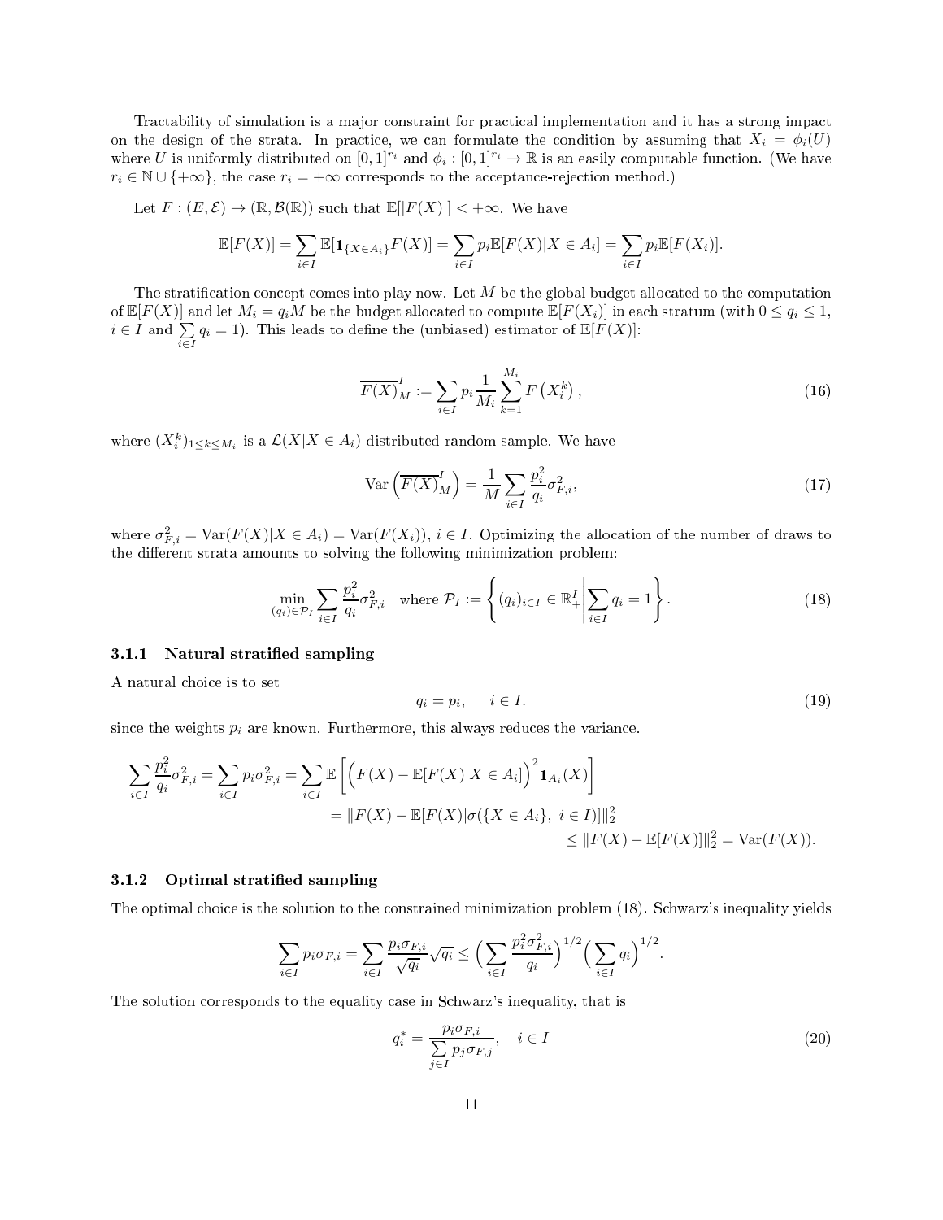Tractability of simulation is a major constraint for practical implementation and it has a strong impact on the design of the strata. In practice, we can formulate the condition by assuming that $X_i = \phi_i(U)$ where $U$ is uniformly distributed on $[0,1]^{r_i}$ and $\phi_i : [0,1]^{r_i} \to \mathbb{R}$ is an easily computable function. (We have $r_i \in \mathbb{N} \cup \{+\infty\}$, the case $r_i = +\infty$ corresponds to the acceptance-rejection method.)

Let $F : (E, \mathcal{E}) \to (\mathbb{R}, \mathcal{B}(\mathbb{R}))$ such that $\mathbb{E}[|F(X)|] < +\infty$. We have

$$\mathbb{E}[F(X)] = \sum_{i \in I} \mathbb{E}[\mathbf{1}_{\{X \in A_i\}} F(X)] = \sum_{i \in I} p_i \mathbb{E}[F(X) | X \in A_i] = \sum_{i \in I} p_i \mathbb{E}[F(X_i)].$$

The stratification concept comes into play now. Let $M$ be the global budget allocated to the computation of $\mathbb{E}[F(X)]$ and let $M_i = q_i M$ be the budget allocated to compute $\mathbb{E}[F(X_i)]$ in each stratum (with $0 \leq q_i \leq 1$, $i \in I$ and $\sum_{i \in I} q_i = 1$). This leads to define the (unbiased) estimator of $\mathbb{E}[F(X)]$:

$$\overline{F(X)}^I_M := \sum_{i \in I} p_i \frac{1}{M_i} \sum_{k=1}^{M_i} F\left(X_i^k\right), \tag{16}$$

where $(X_i^k)_{1 \leq k \leq M_i}$ is a $\mathcal{L}(X | X \in A_i)$-distributed random sample. We have

$$\operatorname{Var}\left(\overline{F(X)}^I_M\right) = \frac{1}{M} \sum_{i \in I} \frac{p_i^2}{q_i} \sigma_{F,i}^2, \tag{17}$$

where $\sigma_{F,i}^2 = \operatorname{Var}(F(X) | X \in A_i) = \operatorname{Var}(F(X_i))$, $i \in I$. Optimizing the allocation of the number of draws to the different strata amounts to solving the following minimization problem:

$$\min_{(q_i) \in \mathcal{P}_I} \sum_{i \in I} \frac{p_i^2}{q_i} \sigma_{F,i}^2 \quad \text{where } \mathcal{P}_I := \left\{ (q_i)_{i \in I} \in \mathbb{R}_+^I \,\middle|\, \sum_{i \in I} q_i = 1 \right\}. \tag{18}$$

### 3.1.1 Natural stratified sampling

A natural choice is to set

$$q_i = p_i, \qquad i \in I. \tag{19}$$

since the weights $p_i$ are known. Furthermore, this always reduces the variance.

$$\begin{aligned}
\sum_{i \in I} \frac{p_i^2}{q_i} \sigma_{F,i}^2 = \sum_{i \in I} p_i \sigma_{F,i}^2 = \sum_{i \in I} \mathbb{E}\left[\Big(F(X) - \mathbb{E}[F(X) | X \in A_i]\Big)^2 \mathbf{1}_{A_i}(X)\right] \\
= \|F(X) - \mathbb{E}[F(X) | \sigma(\{X \in A_i\},\ i \in I)]\|_2^2 \\
\leq \|F(X) - \mathbb{E}[F(X)]\|_2^2 = \operatorname{Var}(F(X)).
\end{aligned}$$

### 3.1.2 Optimal stratified sampling

The optimal choice is the solution to the constrained minimization problem (18). Schwarz's inequality yields

$$\sum_{i \in I} p_i \sigma_{F,i} = \sum_{i \in I} \frac{p_i \sigma_{F,i}}{\sqrt{q_i}} \sqrt{q_i} \leq \Big( \sum_{i \in I} \frac{p_i^2 \sigma_{F,i}^2}{q_i} \Big)^{1/2} \Big( \sum_{i \in I} q_i \Big)^{1/2}.$$

The solution corresponds to the equality case in Schwarz's inequality, that is

$$q_i^* = \frac{p_i \sigma_{F,i}}{\sum_{j \in I} p_j \sigma_{F,j}}, \quad i \in I \tag{20}$$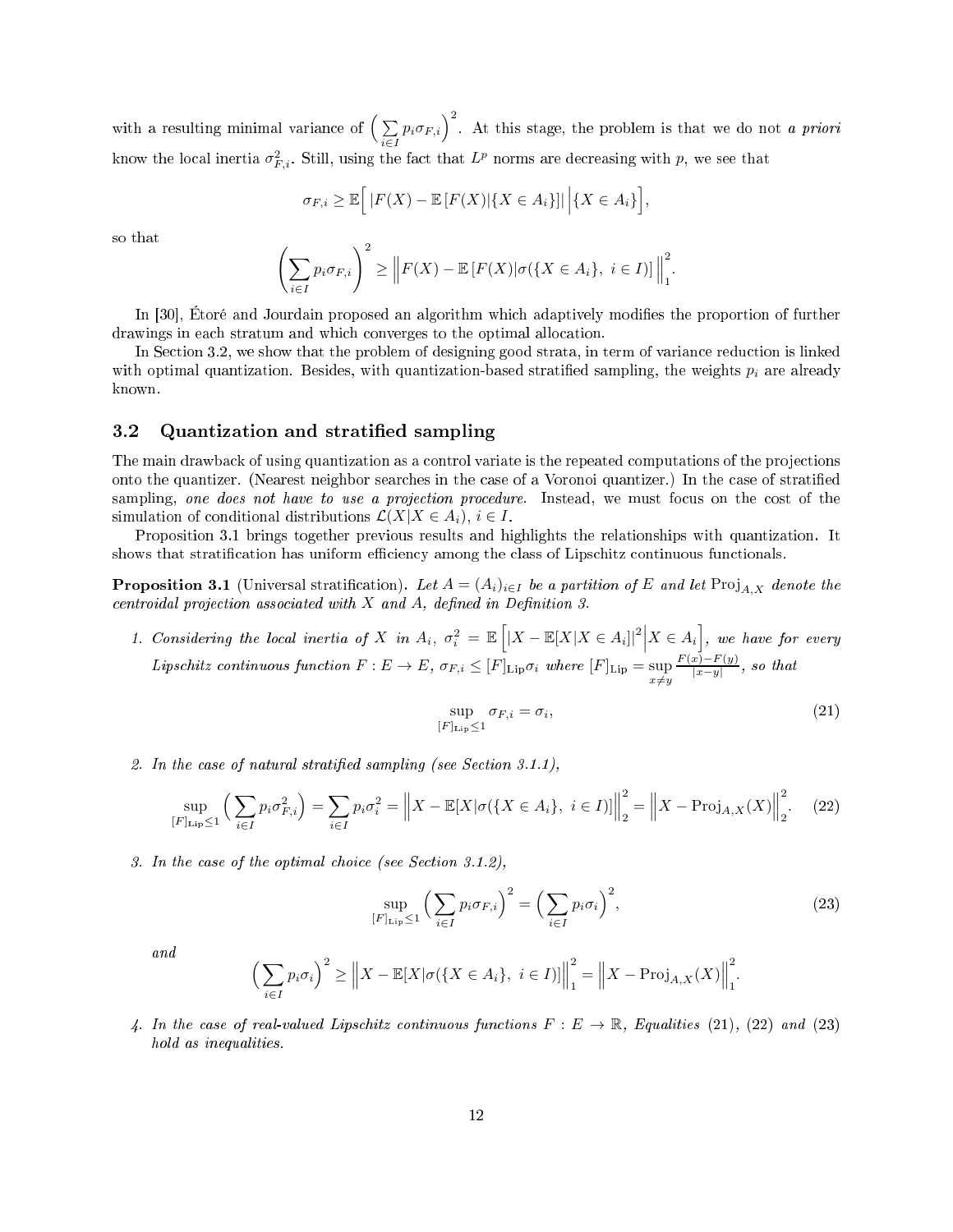with a resulting minimal variance of $\Big(\sum_{i\in I} p_i \sigma_{F,i}\Big)^2$. At this stage, the problem is that we do not *a priori* know the local inertia $\sigma^2_{F,i}$. Still, using the fact that $L^p$ norms are decreasing with $p$, we see that

$$\sigma_{F,i} \geq \mathbb{E}\Big[\, |F(X) - \mathbb{E}\left[F(X)|\{X \in A_i\}\right]| \,\Big|\{X \in A_i\}\Big],$$

so that

$$\left(\sum_{i\in I} p_i \sigma_{F,i}\right)^2 \geq \Big\| F(X) - \mathbb{E}\left[F(X)|\sigma(\{X \in A_i\},\ i \in I)\right] \Big\|_1^2.$$

In [30], Étoré and Jourdain proposed an algorithm which adaptively modifies the proportion of further drawings in each stratum and which converges to the optimal allocation.

In Section 3.2, we show that the problem of designing good strata, in term of variance reduction is linked with optimal quantization. Besides, with quantization-based stratified sampling, the weights $p_i$ are already known.

### 3.2 Quantization and stratified sampling

The main drawback of using quantization as a control variate is the repeated computations of the projections onto the quantizer. (Nearest neighbor searches in the case of a Voronoi quantizer.) In the case of stratified sampling, *one does not have to use a projection procedure.* Instead, we must focus on the cost of the simulation of conditional distributions $\mathcal{L}(X|X \in A_i)$, $i \in I$.

Proposition 3.1 brings together previous results and highlights the relationships with quantization. It shows that stratification has uniform efficiency among the class of Lipschitz continuous functionals.

**Proposition 3.1** (Universal stratification). *Let $A = (A_i)_{i\in I}$ be a partition of $E$ and let $\mathrm{Proj}_{A,X}$ denote the centroidal projection associated with $X$ and $A$, defined in Definition 3.*

1. *Considering the local inertia of $X$ in $A_i$, $\sigma_i^2 = \mathbb{E}\Big[|X - \mathbb{E}[X|X \in A_i]|^2 \Big| X \in A_i\Big]$, we have for every Lipschitz continuous function $F : E \to E$, $\sigma_{F,i} \leq [F]_{\mathrm{Lip}}\sigma_i$ where $[F]_{\mathrm{Lip}} = \sup_{x\neq y} \frac{F(x)-F(y)}{|x-y|}$, so that*

$$\sup_{[F]_{\mathrm{Lip}}\leq 1} \sigma_{F,i} = \sigma_i, \tag{21}$$

2. *In the case of natural stratified sampling (see Section 3.1.1),*

$$\sup_{[F]_{\mathrm{Lip}}\leq 1} \Big(\sum_{i\in I} p_i \sigma^2_{F,i}\Big) = \sum_{i\in I} p_i \sigma_i^2 = \Big\| X - \mathbb{E}[X|\sigma(\{X \in A_i\},\ i \in I)] \Big\|_2^2 = \Big\| X - \mathrm{Proj}_{A,X}(X) \Big\|_2^2. \tag{22}$$

3. *In the case of the optimal choice (see Section 3.1.2),*

$$\sup_{[F]_{\mathrm{Lip}}\leq 1} \Big(\sum_{i\in I} p_i \sigma_{F,i}\Big)^2 = \Big(\sum_{i\in I} p_i \sigma_i\Big)^2, \tag{23}$$

*and*

$$\Big(\sum_{i\in I} p_i \sigma_i\Big)^2 \geq \Big\| X - \mathbb{E}[X|\sigma(\{X \in A_i\},\ i \in I)] \Big\|_1^2 = \Big\| X - \mathrm{Proj}_{A,X}(X) \Big\|_1^2.$$

4. *In the case of real-valued Lipschitz continuous functions $F : E \to \mathbb{R}$, Equalities (21), (22) and (23) hold as inequalities.*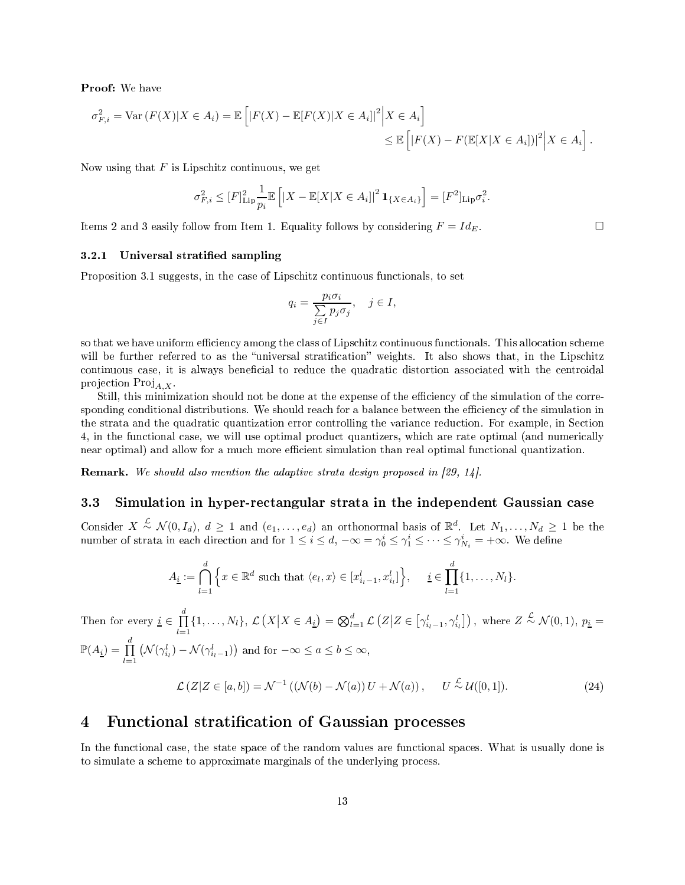**Proof:** We have

$$\sigma_{F,i}^2 = \operatorname{Var}(F(X)|X \in A_i) = \mathbb{E}\left[|F(X) - \mathbb{E}[F(X)|X \in A_i]|^2 \Big| X \in A_i\right]$$
$$\leq \mathbb{E}\left[|F(X) - F(\mathbb{E}[X|X \in A_i])|^2 \Big| X \in A_i\right].$$

Now using that $F$ is Lipschitz continuous, we get

$$\sigma_{F,i}^2 \leq [F]_{\mathrm{Lip}}^2 \frac{1}{p_i} \mathbb{E}\left[|X - \mathbb{E}[X|X \in A_i]|^2 \mathbf{1}_{\{X \in A_i\}}\right] = [F^2]_{\mathrm{Lip}} \sigma_i^2.$$

Items 2 and 3 easily follow from Item 1. Equality follows by considering $F = Id_E$. □

### 3.2.1 Universal stratified sampling

Proposition 3.1 suggests, in the case of Lipschitz continuous functionals, to set

$$q_i = \frac{p_i \sigma_i}{\sum_{j \in I} p_j \sigma_j}, \quad j \in I,$$

so that we have uniform efficiency among the class of Lipschitz continuous functionals. This allocation scheme will be further referred to as the "universal stratification" weights. It also shows that, in the Lipschitz continuous case, it is always beneficial to reduce the quadratic distortion associated with the centroidal projection $\mathrm{Proj}_{A,X}$.

Still, this minimization should not be done at the expense of the efficiency of the simulation of the corresponding conditional distributions. We should reach for a balance between the efficiency of the simulation in the strata and the quadratic quantization error controlling the variance reduction. For example, in Section 4, in the functional case, we will use optimal product quantizers, which are rate optimal (and numerically near optimal) and allow for a much more efficient simulation than real optimal functional quantization.

**Remark.** *We should also mention the adaptive strata design proposed in [29, 14].*

## 3.3 Simulation in hyper-rectangular strata in the independent Gaussian case

Consider $X \overset{\mathcal{L}}{\sim} \mathcal{N}(0, I_d)$, $d \geq 1$ and $(e_1, \ldots, e_d)$ an orthonormal basis of $\mathbb{R}^d$. Let $N_1, \ldots, N_d \geq 1$ be the number of strata in each direction and for $1 \leq i \leq d$, $-\infty = \gamma_0^i \leq \gamma_1^i \leq \cdots \leq \gamma_{N_i}^i = +\infty$. We define

$$A_{\underline{i}} := \bigcap_{l=1}^{d} \left\{x \in \mathbb{R}^d \text{ such that } \langle e_l, x \rangle \in [x_{i_l - 1}^l, x_{i_l}^l]\right\}, \quad \underline{i} \in \prod_{l=1}^{d} \{1, \ldots, N_l\}.$$

Then for every $\underline{i} \in \prod_{l=1}^{d} \{1, \ldots, N_l\}$, $\mathcal{L}\left(X \middle| X \in A_{\underline{i}}\right) = \bigotimes_{l=1}^{d} \mathcal{L}\left(Z \middle| Z \in \left[\gamma_{i_l-1}^l, \gamma_{i_l}^l\right]\right)$, where $Z \overset{\mathcal{L}}{\sim} \mathcal{N}(0,1)$, $p_{\underline{i}} = \mathbb{P}(A_{\underline{i}}) = \prod_{l=1}^{d} \left(\mathcal{N}(\gamma_{i_l}^l) - \mathcal{N}(\gamma_{i_l-1}^l)\right)$ and for $-\infty \leq a \leq b \leq \infty$,

$$\mathcal{L}\left(Z | Z \in [a, b]\right) = \mathcal{N}^{-1}\left((\mathcal{N}(b) - \mathcal{N}(a))\, U + \mathcal{N}(a)\right), \qquad U \overset{\mathcal{L}}{\sim} \mathcal{U}([0,1]). \tag{24}$$

# 4 Functional stratification of Gaussian processes

In the functional case, the state space of the random values are functional spaces. What is usually done is to simulate a scheme to approximate marginals of the underlying process.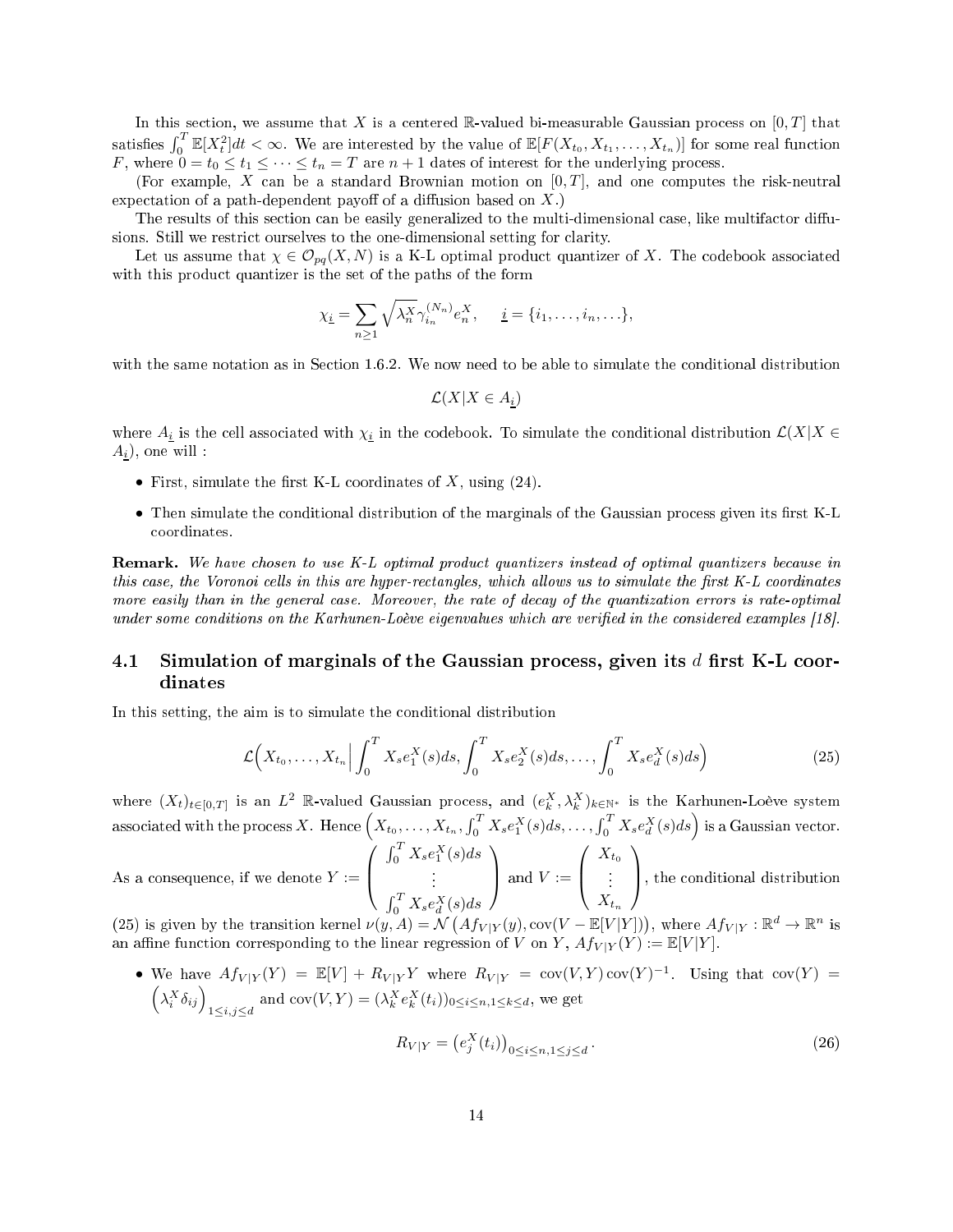In this section, we assume that $X$ is a centered $\mathbb{R}$-valued bi-measurable Gaussian process on $[0,T]$ that satisfies $\int_0^T \mathbb{E}[X_t^2]dt < \infty$. We are interested by the value of $\mathbb{E}[F(X_{t_0}, X_{t_1}, \ldots, X_{t_n})]$ for some real function $F$, where $0 = t_0 \leq t_1 \leq \cdots \leq t_n = T$ are $n+1$ dates of interest for the underlying process.

(For example, $X$ can be a standard Brownian motion on $[0,T]$, and one computes the risk-neutral expectation of a path-dependent payoff of a diffusion based on $X$.)

The results of this section can be easily generalized to the multi-dimensional case, like multifactor diffusions. Still we restrict ourselves to the one-dimensional setting for clarity.

Let us assume that $\chi \in \mathcal{O}_{pq}(X,N)$ is a K-L optimal product quantizer of $X$. The codebook associated with this product quantizer is the set of the paths of the form

$$\chi_{\underline{i}} = \sum_{n \geq 1} \sqrt{\lambda_n^X} \gamma_{i_n}^{(N_n)} e_n^X, \qquad \underline{i} = \{i_1, \ldots, i_n, \ldots\},$$

with the same notation as in Section 1.6.2. We now need to be able to simulate the conditional distribution

$$\mathcal{L}(X | X \in A_{\underline{i}})$$

where $A_{\underline{i}}$ is the cell associated with $\chi_{\underline{i}}$ in the codebook. To simulate the conditional distribution $\mathcal{L}(X|X \in A_{\underline{i}})$, one will :

- First, simulate the first K-L coordinates of $X$, using (24).
- Then simulate the conditional distribution of the marginals of the Gaussian process given its first K-L coordinates.

**Remark.** *We have chosen to use K-L optimal product quantizers instead of optimal quantizers because in this case, the Voronoi cells in this are hyper-rectangles, which allows us to simulate the first K-L coordinates more easily than in the general case. Moreover, the rate of decay of the quantization errors is rate-optimal under some conditions on the Karhunen-Loève eigenvalues which are verified in the considered examples [18].*

## 4.1 Simulation of marginals of the Gaussian process, given its $d$ first K-L coordinates

In this setting, the aim is to simulate the conditional distribution

$$\mathcal{L}\Big(X_{t_0}, \ldots, X_{t_n} \Big| \int_0^T X_s e_1^X(s)ds, \int_0^T X_s e_2^X(s)ds, \ldots, \int_0^T X_s e_d^X(s)ds\Big) \tag{25}$$

where $(X_t)_{t\in[0,T]}$ is an $L^2$ $\mathbb{R}$-valued Gaussian process, and $(e_k^X, \lambda_k^X)_{k\in\mathbb{N}^*}$ is the Karhunen-Loève system associated with the process $X$. Hence $\left(X_{t_0}, \ldots, X_{t_n}, \int_0^T X_s e_1^X(s)ds, \ldots, \int_0^T X_s e_d^X(s)ds\right)$ is a Gaussian vector. As a consequence, if we denote $Y := \begin{pmatrix} \int_0^T X_s e_1^X(s)ds \\ \vdots \\ \int_0^T X_s e_d^X(s)ds \end{pmatrix}$ and $V := \begin{pmatrix} X_{t_0} \\ \vdots \\ X_{t_n} \end{pmatrix}$, the conditional distribution (25) is given by the transition kernel $\nu(y, A) = \mathcal{N}\left(Af_{V|Y}(y), \mathrm{cov}(V - \mathbb{E}[V|Y])\right)$, where $Af_{V|Y} : \mathbb{R}^d \to \mathbb{R}^n$ is an affine function corresponding to the linear regression of $V$ on $Y$, $Af_{V|Y}(Y) := \mathbb{E}[V|Y]$.

- We have $Af_{V|Y}(Y) = \mathbb{E}[V] + R_{V|Y}Y$ where $R_{V|Y} = \mathrm{cov}(V,Y)\,\mathrm{cov}(Y)^{-1}$. Using that $\mathrm{cov}(Y) = \left(\lambda_i^X \delta_{ij}\right)_{1\leq i,j\leq d}$ and $\mathrm{cov}(V,Y) = (\lambda_k^X e_k^X(t_i))_{0\leq i\leq n, 1\leq k\leq d}$, we get

$$R_{V|Y} = \left(e_j^X(t_i)\right)_{0\leq i\leq n, 1\leq j\leq d}. \tag{26}$$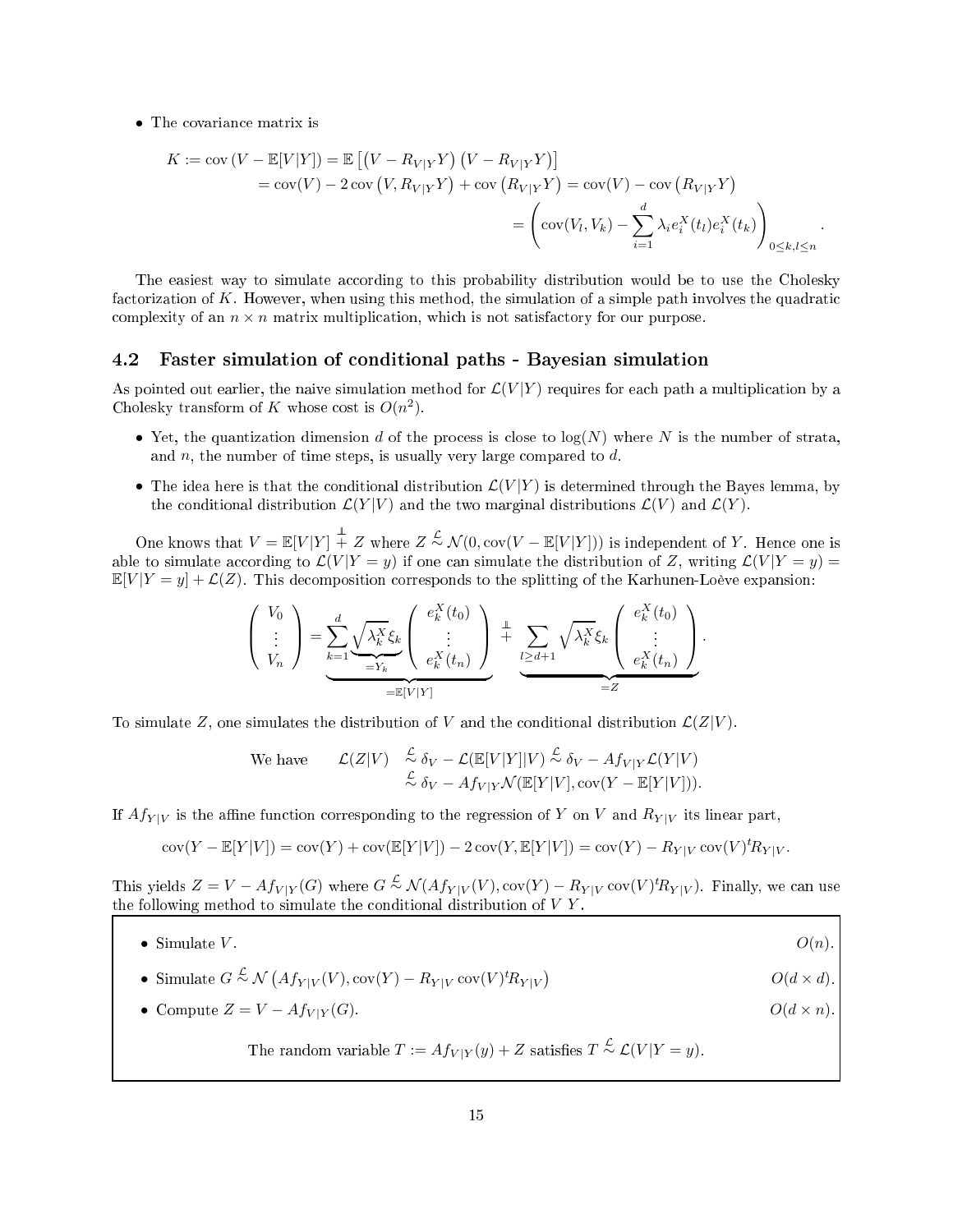- The covariance matrix is

$$
\begin{aligned}
K := \operatorname{cov}(V - \mathbb{E}[V|Y]) &= \mathbb{E}\left[\left(V - R_{V|Y}Y\right)\left(V - R_{V|Y}Y\right)\right] \\
&= \operatorname{cov}(V) - 2\operatorname{cov}\left(V, R_{V|Y}Y\right) + \operatorname{cov}\left(R_{V|Y}Y\right) = \operatorname{cov}(V) - \operatorname{cov}\left(R_{V|Y}Y\right) \\
&= \left(\operatorname{cov}(V_l, V_k) - \sum_{i=1}^{d} \lambda_i e_i^X(t_l) e_i^X(t_k)\right)_{0 \le k,l \le n}.
\end{aligned}
$$

The easiest way to simulate according to this probability distribution would be to use the Cholesky factorization of $K$. However, when using this method, the simulation of a simple path involves the quadratic complexity of an $n \times n$ matrix multiplication, which is not satisfactory for our purpose.

## 4.2 Faster simulation of conditional paths - Bayesian simulation

As pointed out earlier, the naive simulation method for $\mathcal{L}(V|Y)$ requires for each path a multiplication by a Cholesky transform of $K$ whose cost is $O(n^2)$.

- Yet, the quantization dimension $d$ of the process is close to $\log(N)$ where $N$ is the number of strata, and $n$, the number of time steps, is usually very large compared to $d$.
- The idea here is that the conditional distribution $\mathcal{L}(V|Y)$ is determined through the Bayes lemma, by the conditional distribution $\mathcal{L}(Y|V)$ and the two marginal distributions $\mathcal{L}(V)$ and $\mathcal{L}(Y)$.

One knows that $V = \mathbb{E}[V|Y] \overset{\perp\!\!\!\perp}{+} Z$ where $Z \overset{\mathcal{L}}{\sim} \mathcal{N}(0, \operatorname{cov}(V - \mathbb{E}[V|Y]))$ is independent of $Y$. Hence one is able to simulate according to $\mathcal{L}(V|Y = y)$ if one can simulate the distribution of $Z$, writing $\mathcal{L}(V|Y = y) = \mathbb{E}[V|Y = y] + \mathcal{L}(Z)$. This decomposition corresponds to the splitting of the Karhunen-Loève expansion:

$$
\begin{pmatrix} V_0 \\ \vdots \\ V_n \end{pmatrix} = \underbrace{\sum_{k=1}^{d} \underbrace{\sqrt{\lambda_k^X}\xi_k}_{=Y_k} \begin{pmatrix} e_k^X(t_0) \\ \vdots \\ e_k^X(t_n) \end{pmatrix}}_{=\mathbb{E}[V|Y]} \overset{\perp\!\!\!\perp}{+} \underbrace{\sum_{l \ge d+1} \sqrt{\lambda_k^X}\xi_k \begin{pmatrix} e_k^X(t_0) \\ \vdots \\ e_k^X(t_n) \end{pmatrix}}_{=Z}.
$$

To simulate $Z$, one simulates the distribution of $V$ and the conditional distribution $\mathcal{L}(Z|V)$.

$$
\begin{aligned}
\text{We have} \qquad \mathcal{L}(Z|V) &\overset{\mathcal{L}}{\sim} \delta_V - \mathcal{L}(\mathbb{E}[V|Y]|V) \overset{\mathcal{L}}{\sim} \delta_V - Af_{V|Y}\mathcal{L}(Y|V) \\
&\overset{\mathcal{L}}{\sim} \delta_V - Af_{V|Y}\mathcal{N}(\mathbb{E}[Y|V], \operatorname{cov}(Y - \mathbb{E}[Y|V])).
\end{aligned}
$$

If $Af_{Y|V}$ is the affine function corresponding to the regression of $Y$ on $V$ and $R_{Y|V}$ its linear part,

$$
\operatorname{cov}(Y - \mathbb{E}[Y|V]) = \operatorname{cov}(Y) + \operatorname{cov}(\mathbb{E}[Y|V]) - 2\operatorname{cov}(Y, \mathbb{E}[Y|V]) = \operatorname{cov}(Y) - R_{Y|V}\operatorname{cov}(V)^t R_{Y|V}.
$$

This yields $Z = V - Af_{V|Y}(G)$ where $G \overset{\mathcal{L}}{\sim} \mathcal{N}(Af_{Y|V}(V), \operatorname{cov}(Y) - R_{Y|V}\operatorname{cov}(V)^t R_{Y|V})$. Finally, we can use the following method to simulate the conditional distribution of $V\ Y$.

- Simulate $V$. $\qquad O(n)$.
- Simulate $G \overset{\mathcal{L}}{\sim} \mathcal{N}\left(Af_{Y|V}(V), \operatorname{cov}(Y) - R_{Y|V}\operatorname{cov}(V)^t R_{Y|V}\right)$ $\qquad O(d \times d)$.
- Compute $Z = V - Af_{V|Y}(G)$. $\qquad O(d \times n)$.

The random variable $T := Af_{V|Y}(y) + Z$ satisfies $T \overset{\mathcal{L}}{\sim} \mathcal{L}(V|Y = y)$.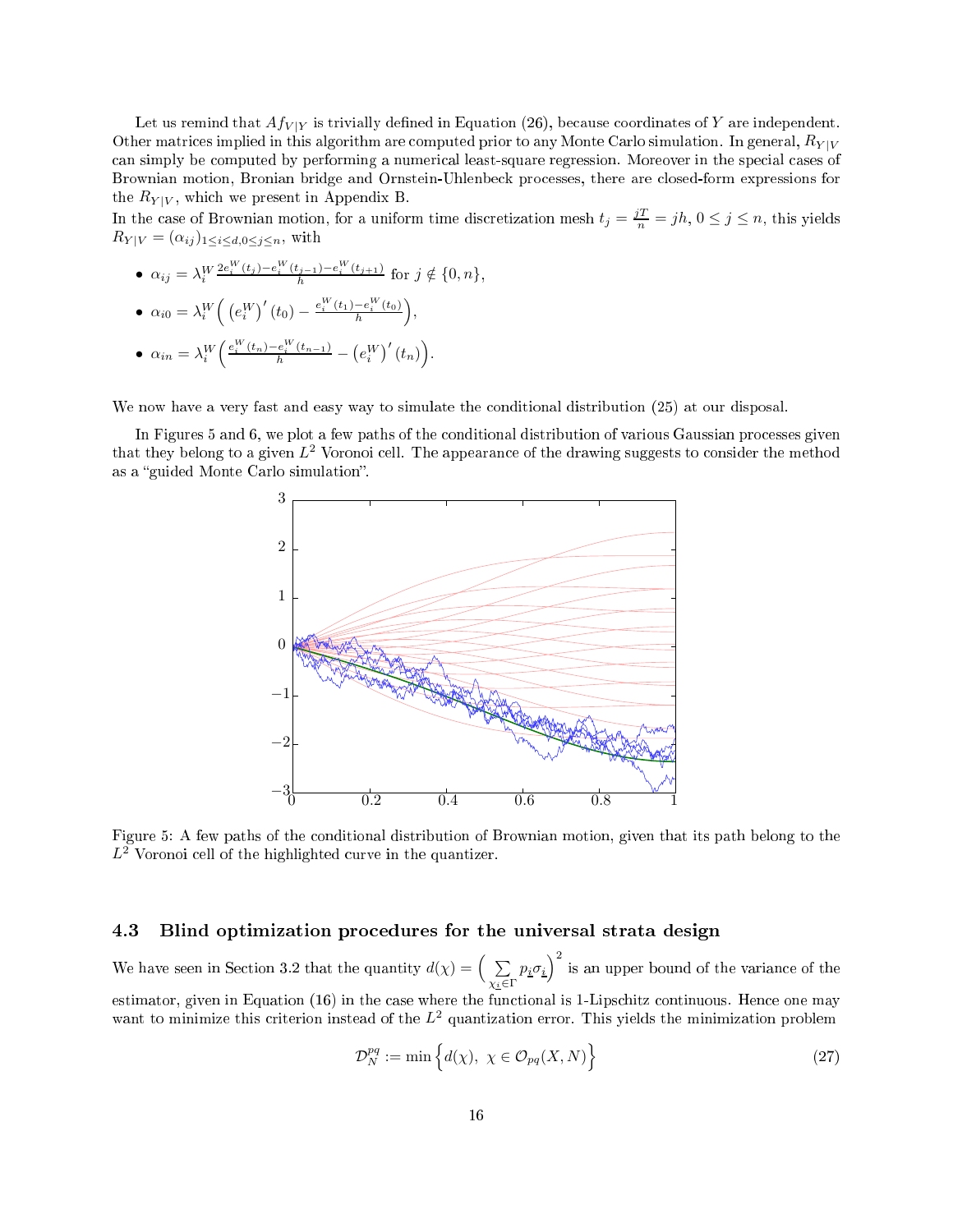Let us remind that $Af_{V|Y}$ is trivially defined in Equation (26), because coordinates of $Y$ are independent. Other matrices implied in this algorithm are computed prior to any Monte Carlo simulation. In general, $R_{Y|V}$ can simply be computed by performing a numerical least-square regression. Moreover in the special cases of Brownian motion, Bronian bridge and Ornstein-Uhlenbeck processes, there are closed-form expressions for the $R_{Y|V}$, which we present in Appendix B.
In the case of Brownian motion, for a uniform time discretization mesh $t_j = \frac{jT}{n} = jh$, $0 \le j \le n$, this yields $R_{Y|V} = (\alpha_{ij})_{1 \le i \le d, 0 \le j \le n}$, with

- $\alpha_{ij} = \lambda_i^W \frac{2e_i^W(t_j) - e_i^W(t_{j-1}) - e_i^W(t_{j+1})}{h}$ for $j \notin \{0, n\}$,
- $\alpha_{i0} = \lambda_i^W \Big( \left(e_i^W\right)'(t_0) - \frac{e_i^W(t_1) - e_i^W(t_0)}{h} \Big)$,
- $\alpha_{in} = \lambda_i^W \Big( \frac{e_i^W(t_n) - e_i^W(t_{n-1})}{h} - \left(e_i^W\right)'(t_n) \Big)$.

We now have a very fast and easy way to simulate the conditional distribution (25) at our disposal.

In Figures 5 and 6, we plot a few paths of the conditional distribution of various Gaussian processes given that they belong to a given $L^2$ Voronoi cell. The appearance of the drawing suggests to consider the method as a "guided Monte Carlo simulation".

Figure 5: A few paths of the conditional distribution of Brownian motion, given that its path belong to the $L^2$ Voronoi cell of the highlighted curve in the quantizer.

### 4.3 Blind optimization procedures for the universal strata design

We have seen in Section 3.2 that the quantity $d(\chi) = \Big( \sum_{\chi_{\underline{i}} \in \Gamma} p_{\underline{i}} \sigma_{\underline{i}} \Big)^2$ is an upper bound of the variance of the estimator, given in Equation (16) in the case where the functional is 1-Lipschitz continuous. Hence one may want to minimize this criterion instead of the $L^2$ quantization error. This yields the minimization problem

$$\mathcal{D}_N^{pq} := \min \Big\{ d(\chi),\ \chi \in \mathcal{O}_{pq}(X, N) \Big\} \tag{27}$$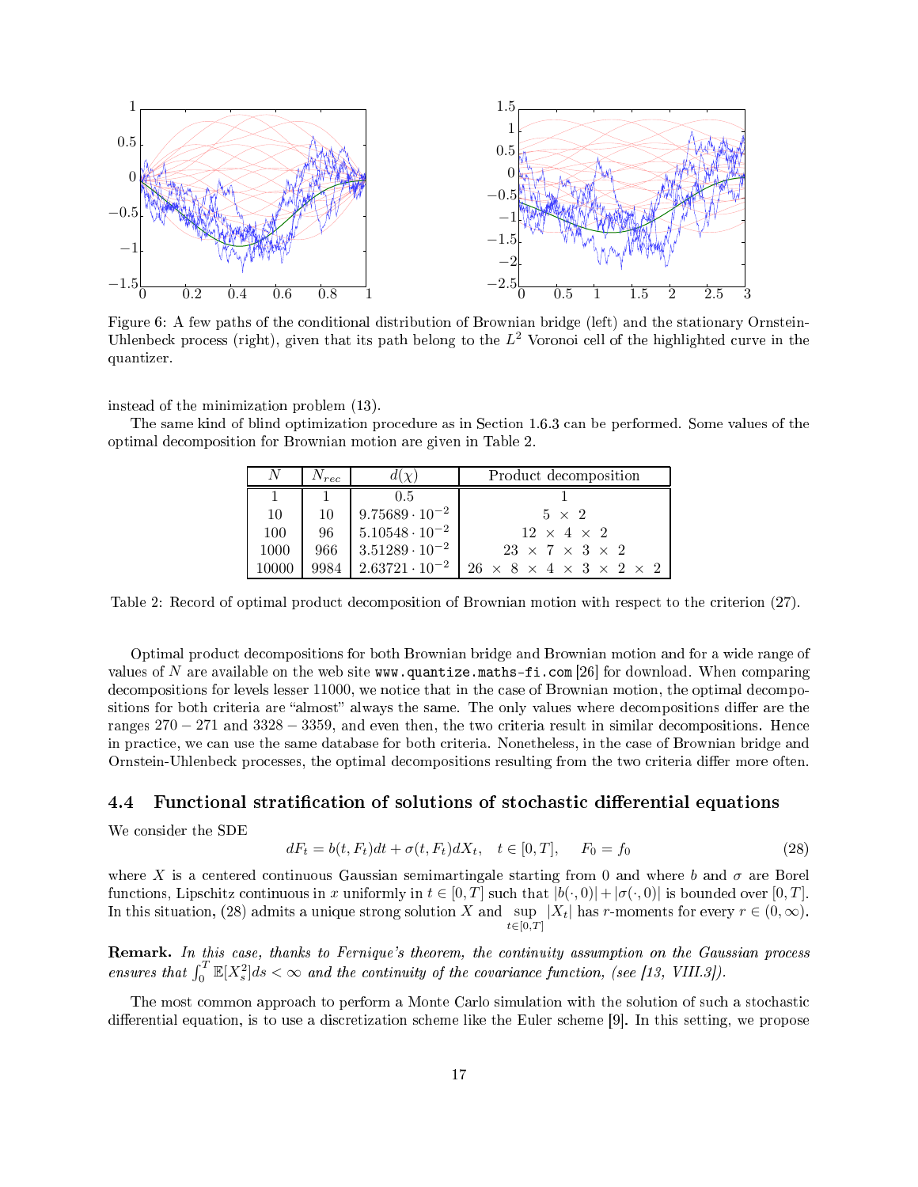Figure 6: A few paths of the conditional distribution of Brownian bridge (left) and the stationary Ornstein-Uhlenbeck process (right), given that its path belong to the $L^2$ Voronoi cell of the highlighted curve in the quantizer.

instead of the minimization problem (13).

The same kind of blind optimization procedure as in Section 1.6.3 can be performed. Some values of the optimal decomposition for Brownian motion are given in Table 2.

| $N$ | $N_{rec}$ | $d(\chi)$ | Product decomposition |
|---|---|---|---|
| 1 | 1 | 0.5 | 1 |
| 10 | 10 | $9.75689 \cdot 10^{-2}$ | $5 \times 2$ |
| 100 | 96 | $5.10548 \cdot 10^{-2}$ | $12 \times 4 \times 2$ |
| 1000 | 966 | $3.51289 \cdot 10^{-2}$ | $23 \times 7 \times 3 \times 2$ |
| 10000 | 9984 | $2.63721 \cdot 10^{-2}$ | $26 \times 8 \times 4 \times 3 \times 2 \times 2$ |

Table 2: Record of optimal product decomposition of Brownian motion with respect to the criterion (27).

Optimal product decompositions for both Brownian bridge and Brownian motion and for a wide range of values of $N$ are available on the web site `www.quantize.maths-fi.com` [26] for download. When comparing decompositions for levels lesser 11000, we notice that in the case of Brownian motion, the optimal decompositions for both criteria are "almost" always the same. The only values where decompositions differ are the ranges $270 - 271$ and $3328 - 3359$, and even then, the two criteria result in similar decompositions. Hence in practice, we can use the same database for both criteria. Nonetheless, in the case of Brownian bridge and Ornstein-Uhlenbeck processes, the optimal decompositions resulting from the two criteria differ more often.

## 4.4 Functional stratification of solutions of stochastic differential equations

We consider the SDE

$$dF_t = b(t, F_t)dt + \sigma(t, F_t)dX_t, \quad t \in [0, T], \qquad F_0 = f_0 \tag{28}$$

where $X$ is a centered continuous Gaussian semimartingale starting from 0 and where $b$ and $\sigma$ are Borel functions, Lipschitz continuous in $x$ uniformly in $t \in [0, T]$ such that $|b(\cdot, 0)| + |\sigma(\cdot, 0)|$ is bounded over $[0, T]$. In this situation, (28) admits a unique strong solution $X$ and $\sup_{t \in [0,T]} |X_t|$ has $r$-moments for every $r \in (0, \infty)$.

**Remark.** *In this case, thanks to Fernique's theorem, the continuity assumption on the Gaussian process ensures that $\int_0^T \mathbb{E}[X_s^2]ds < \infty$ and the continuity of the covariance function, (see [13, VIII.3]).*

The most common approach to perform a Monte Carlo simulation with the solution of such a stochastic differential equation, is to use a discretization scheme like the Euler scheme [9]. In this setting, we propose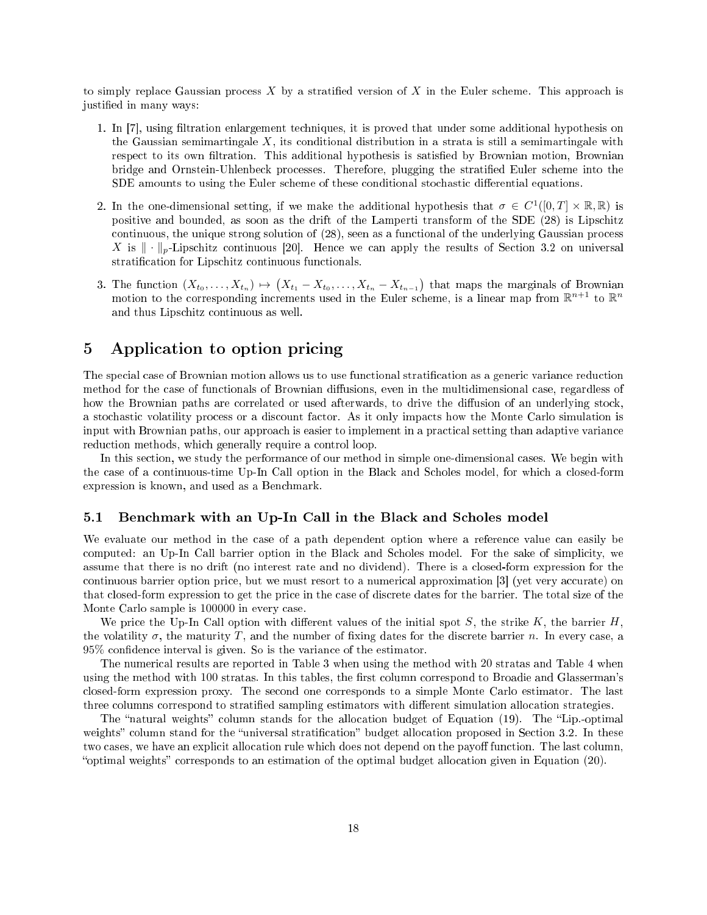to simply replace Gaussian process $X$ by a stratified version of $X$ in the Euler scheme. This approach is justified in many ways:

1. In [7], using filtration enlargement techniques, it is proved that under some additional hypothesis on the Gaussian semimartingale $X$, its conditional distribution in a strata is still a semimartingale with respect to its own filtration. This additional hypothesis is satisfied by Brownian motion, Brownian bridge and Ornstein-Uhlenbeck processes. Therefore, plugging the stratified Euler scheme into the SDE amounts to using the Euler scheme of these conditional stochastic differential equations.

2. In the one-dimensional setting, if we make the additional hypothesis that $\sigma \in C^1([0,T] \times \mathbb{R}, \mathbb{R})$ is positive and bounded, as soon as the drift of the Lamperti transform of the SDE (28) is Lipschitz continuous, the unique strong solution of (28), seen as a functional of the underlying Gaussian process $X$ is $\|\cdot\|_p$-Lipschitz continuous [20]. Hence we can apply the results of Section 3.2 on universal stratification for Lipschitz continuous functionals.

3. The function $(X_{t_0}, \ldots, X_{t_n}) \mapsto \left(X_{t_1} - X_{t_0}, \ldots, X_{t_n} - X_{t_{n-1}}\right)$ that maps the marginals of Brownian motion to the corresponding increments used in the Euler scheme, is a linear map from $\mathbb{R}^{n+1}$ to $\mathbb{R}^n$ and thus Lipschitz continuous as well.

# 5 Application to option pricing

The special case of Brownian motion allows us to use functional stratification as a generic variance reduction method for the case of functionals of Brownian diffusions, even in the multidimensional case, regardless of how the Brownian paths are correlated or used afterwards, to drive the diffusion of an underlying stock, a stochastic volatility process or a discount factor. As it only impacts how the Monte Carlo simulation is input with Brownian paths, our approach is easier to implement in a practical setting than adaptive variance reduction methods, which generally require a control loop.

In this section, we study the performance of our method in simple one-dimensional cases. We begin with the case of a continuous-time Up-In Call option in the Black and Scholes model, for which a closed-form expression is known, and used as a Benchmark.

## 5.1 Benchmark with an Up-In Call in the Black and Scholes model

We evaluate our method in the case of a path dependent option where a reference value can easily be computed: an Up-In Call barrier option in the Black and Scholes model. For the sake of simplicity, we assume that there is no drift (no interest rate and no dividend). There is a closed-form expression for the continuous barrier option price, but we must resort to a numerical approximation [3] (yet very accurate) on that closed-form expression to get the price in the case of discrete dates for the barrier. The total size of the Monte Carlo sample is 100000 in every case.

We price the Up-In Call option with different values of the initial spot $S$, the strike $K$, the barrier $H$, the volatility $\sigma$, the maturity $T$, and the number of fixing dates for the discrete barrier $n$. In every case, a 95% confidence interval is given. So is the variance of the estimator.

The numerical results are reported in Table 3 when using the method with 20 stratas and Table 4 when using the method with 100 stratas. In this tables, the first column correspond to Broadie and Glasserman's closed-form expression proxy. The second one corresponds to a simple Monte Carlo estimator. The last three columns correspond to stratified sampling estimators with different simulation allocation strategies.

The "natural weights" column stands for the allocation budget of Equation (19). The "Lip.-optimal weights" column stand for the "universal stratification" budget allocation proposed in Section 3.2. In these two cases, we have an explicit allocation rule which does not depend on the payoff function. The last column, "optimal weights" corresponds to an estimation of the optimal budget allocation given in Equation (20).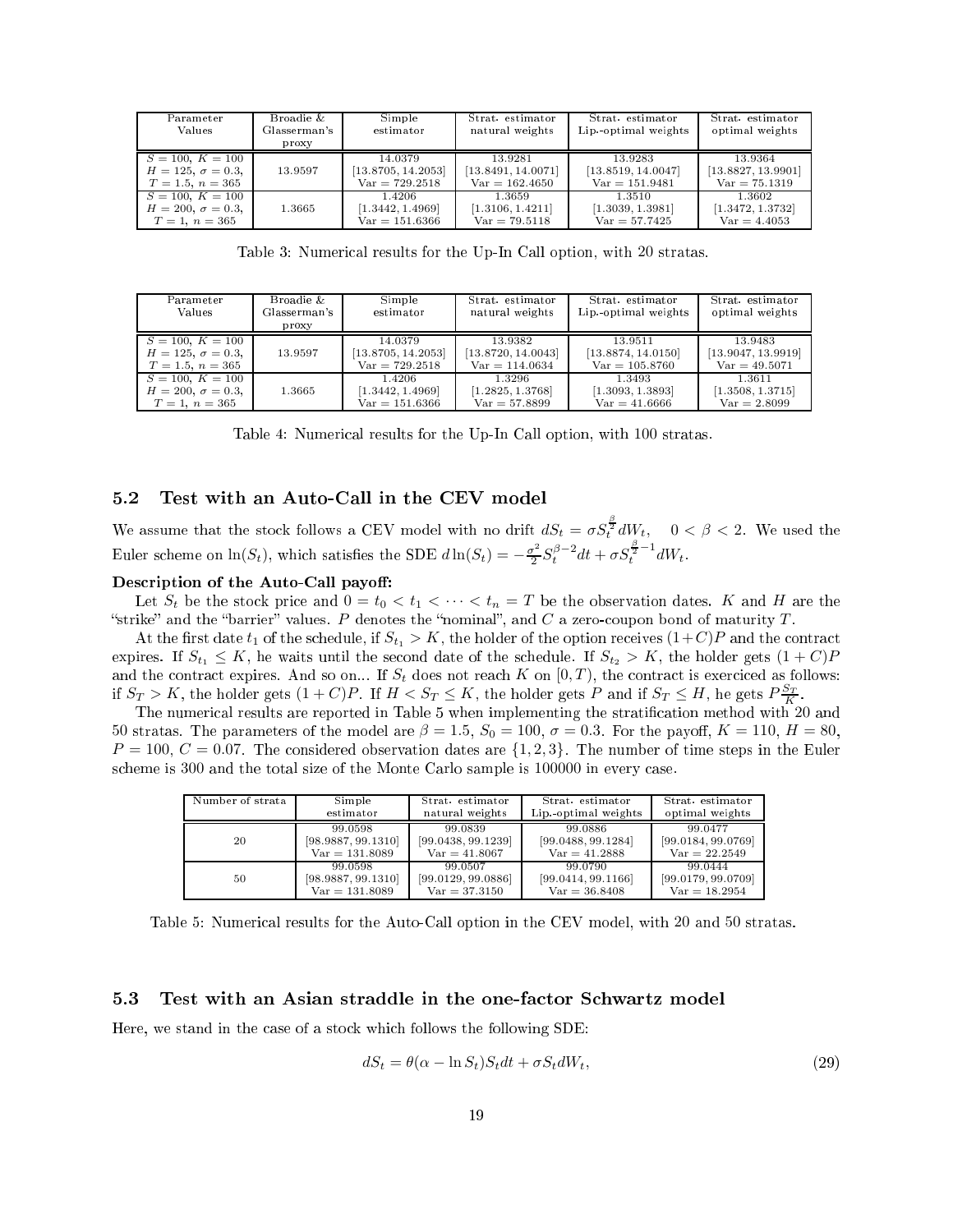| Parameter Values | Broadie & Glasserman's proxy | Simple estimator | Strat. estimator natural weights | Strat. estimator Lip.-optimal weights | Strat. estimator optimal weights |
|---|---|---|---|---|---|
| $S = 100$, $K = 100$ $H = 125$, $\sigma = 0.3$, $T = 1.5$, $n = 365$ | 13.9597 | 14.0379 [13.8705, 14.2053] Var = 729.2518 | 13.9281 [13.8491, 14.0071] Var = 162.4650 | 13.9283 [13.8519, 14.0047] Var = 151.9481 | 13.9364 [13.8827, 13.9901] Var = 75.1319 |
| $S = 100$, $K = 100$ $H = 200$, $\sigma = 0.3$, $T = 1$, $n = 365$ | 1.3665 | 1.4206 [1.3442, 1.4969] Var = 151.6366 | 1.3659 [1.3106, 1.4211] Var = 79.5118 | 1.3510 [1.3039, 1.3981] Var = 57.7425 | 1.3602 [1.3472, 1.3732] Var = 4.4053 |

Table 3: Numerical results for the Up-In Call option, with 20 stratas.

| Parameter Values | Broadie & Glasserman's proxy | Simple estimator | Strat. estimator natural weights | Strat. estimator Lip.-optimal weights | Strat. estimator optimal weights |
|---|---|---|---|---|---|
| $S = 100$, $K = 100$ $H = 125$, $\sigma = 0.3$, $T = 1.5$, $n = 365$ | 13.9597 | 14.0379 [13.8705, 14.2053] Var = 729.2518 | 13.9382 [13.8720, 14.0043] Var = 114.0634 | 13.9511 [13.8874, 14.0150] Var = 105.8760 | 13.9483 [13.9047, 13.9919] Var = 49.5071 |
| $S = 100$, $K = 100$ $H = 200$, $\sigma = 0.3$, $T = 1$, $n = 365$ | 1.3665 | 1.4206 [1.3442, 1.4969] Var = 151.6366 | 1.3296 [1.2825, 1.3768] Var = 57.8899 | 1.3493 [1.3093, 1.3893] Var = 41.6666 | 1.3611 [1.3508, 1.3715] Var = 2.8099 |

Table 4: Numerical results for the Up-In Call option, with 100 stratas.

## 5.2 Test with an Auto-Call in the CEV model

We assume that the stock follows a CEV model with no drift $dS_t = \sigma S_t^{\frac{\beta}{2}} dW_t, \quad 0 < \beta < 2$. We used the Euler scheme on $\ln(S_t)$, which satisfies the SDE $d\ln(S_t) = -\frac{\sigma^2}{2} S_t^{\beta-2} dt + \sigma S_t^{\frac{\beta}{2}-1} dW_t$.

**Description of the Auto-Call payoff:**

Let $S_t$ be the stock price and $0 = t_0 < t_1 < \cdots < t_n = T$ be the observation dates. $K$ and $H$ are the "strike" and the "barrier" values. $P$ denotes the "nominal", and $C$ a zero-coupon bond of maturity $T$.

At the first date $t_1$ of the schedule, if $S_{t_1} > K$, the holder of the option receives $(1+C)P$ and the contract expires. If $S_{t_1} \leq K$, he waits until the second date of the schedule. If $S_{t_2} > K$, the holder gets $(1+C)P$ and the contract expires. And so on... If $S_t$ does not reach $K$ on $[0, T)$, the contract is exerciced as follows: if $S_T > K$, the holder gets $(1+C)P$. If $H < S_T \leq K$, the holder gets $P$ and if $S_T \leq H$, he gets $P\frac{S_T}{K}$.

The numerical results are reported in Table 5 when implementing the stratification method with 20 and 50 stratas. The parameters of the model are $\beta = 1.5$, $S_0 = 100$, $\sigma = 0.3$. For the payoff, $K = 110$, $H = 80$, $P = 100$, $C = 0.07$. The considered observation dates are $\{1, 2, 3\}$. The number of time steps in the Euler scheme is 300 and the total size of the Monte Carlo sample is 100000 in every case.

| Number of strata | Simple estimator | Strat. estimator natural weights | Strat. estimator Lip.-optimal weights | Strat. estimator optimal weights |
|---|---|---|---|---|
| 20 | 99.0598 [98.9887, 99.1310] Var = 131.8089 | 99.0839 [99.0438, 99.1239] Var = 41.8067 | 99.0886 [99.0488, 99.1284] Var = 41.2888 | 99.0477 [99.0184, 99.0769] Var = 22.2549 |
| 50 | 99.0598 [98.9887, 99.1310] Var = 131.8089 | 99.0507 [99.0129, 99.0886] Var = 37.3150 | 99.0790 [99.0414, 99.1166] Var = 36.8408 | 99.0444 [99.0179, 99.0709] Var = 18.2954 |

Table 5: Numerical results for the Auto-Call option in the CEV model, with 20 and 50 stratas.

## 5.3 Test with an Asian straddle in the one-factor Schwartz model

Here, we stand in the case of a stock which follows the following SDE:

$$dS_t = \theta(\alpha - \ln S_t) S_t dt + \sigma S_t dW_t, \tag{29}$$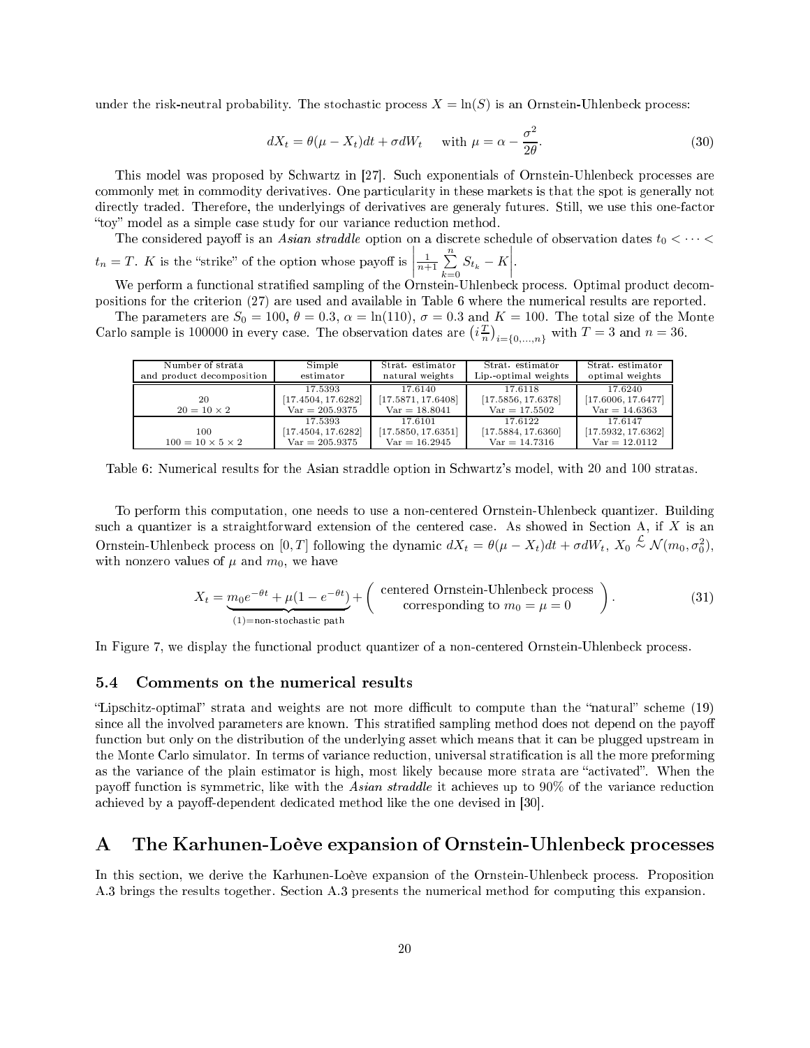under the risk-neutral probability. The stochastic process $X = \ln(S)$ is an Ornstein-Uhlenbeck process:

$$dX_t = \theta(\mu - X_t)dt + \sigma dW_t \quad \text{with } \mu = \alpha - \frac{\sigma^2}{2\theta}. \tag{30}$$

This model was proposed by Schwartz in [27]. Such exponentials of Ornstein-Uhlenbeck processes are commonly met in commodity derivatives. One particularity in these markets is that the spot is generally not directly traded. Therefore, the underlyings of derivatives are generaly futures. Still, we use this one-factor "toy" model as a simple case study for our variance reduction method.

The considered payoff is an *Asian straddle* option on a discrete schedule of observation dates $t_0 < \cdots < t_n = T$. $K$ is the "strike" of the option whose payoff is $\left|\frac{1}{n+1}\sum_{k=0}^{n} S_{t_k} - K\right|$.

We perform a functional stratified sampling of the Ornstein-Uhlenbeck process. Optimal product decompositions for the criterion (27) are used and available in Table 6 where the numerical results are reported.

The parameters are $S_0 = 100$, $\theta = 0.3$, $\alpha = \ln(110)$, $\sigma = 0.3$ and $K = 100$. The total size of the Monte Carlo sample is 100000 in every case. The observation dates are $\left(i\frac{T}{n}\right)_{i=\{0,\dots,n\}}$ with $T = 3$ and $n = 36$.

| Number of strata and product decomposition | Simple estimator | Strat. estimator natural weights | Strat. estimator Lip.-optimal weights | Strat. estimator optimal weights |
|---|---|---|---|---|
| 20<br>$20 = 10 \times 2$ | 17.5393<br>[17.4504, 17.6282]<br>Var = 205.9375 | 17.6140<br>[17.5871, 17.6408]<br>Var = 18.8041 | 17.6118<br>[17.5856, 17.6378]<br>Var = 17.5502 | 17.6240<br>[17.6006, 17.6477]<br>Var = 14.6363 |
| 100<br>$100 = 10 \times 5 \times 2$ | 17.5393<br>[17.4504, 17.6282]<br>Var = 205.9375 | 17.6101<br>[17.5850, 17.6351]<br>Var = 16.2945 | 17.6122<br>[17.5884, 17.6360]<br>Var = 14.7316 | 17.6147<br>[17.5932, 17.6362]<br>Var = 12.0112 |

Table 6: Numerical results for the Asian straddle option in Schwartz's model, with 20 and 100 stratas.

To perform this computation, one needs to use a non-centered Ornstein-Uhlenbeck quantizer. Building such a quantizer is a straightforward extension of the centered case. As showed in Section A, if $X$ is an Ornstein-Uhlenbeck process on $[0, T]$ following the dynamic $dX_t = \theta(\mu - X_t)dt + \sigma dW_t$, $X_0 \overset{\mathcal{L}}{\sim} \mathcal{N}(m_0, \sigma_0^2)$, with nonzero values of $\mu$ and $m_0$, we have

$$X_t = \underbrace{m_0 e^{-\theta t} + \mu(1 - e^{-\theta t})}_{(1)=\text{non-stochastic path}} + \left(\begin{array}{c}\text{centered Ornstein-Uhlenbeck process} \\ \text{corresponding to } m_0 = \mu = 0\end{array}\right). \tag{31}$$

In Figure 7, we display the functional product quantizer of a non-centered Ornstein-Uhlenbeck process.

### 5.4 Comments on the numerical results

"Lipschitz-optimal" strata and weights are not more difficult to compute than the "natural" scheme (19) since all the involved parameters are known. This stratified sampling method does not depend on the payoff function but only on the distribution of the underlying asset which means that it can be plugged upstream in the Monte Carlo simulator. In terms of variance reduction, universal stratification is all the more preforming as the variance of the plain estimator is high, most likely because more strata are "activated". When the payoff function is symmetric, like with the *Asian straddle* it achieves up to 90% of the variance reduction achieved by a payoff-dependent dedicated method like the one devised in [30].

## A The Karhunen-Loève expansion of Ornstein-Uhlenbeck processes

In this section, we derive the Karhunen-Loève expansion of the Ornstein-Uhlenbeck process. Proposition A.3 brings the results together. Section A.3 presents the numerical method for computing this expansion.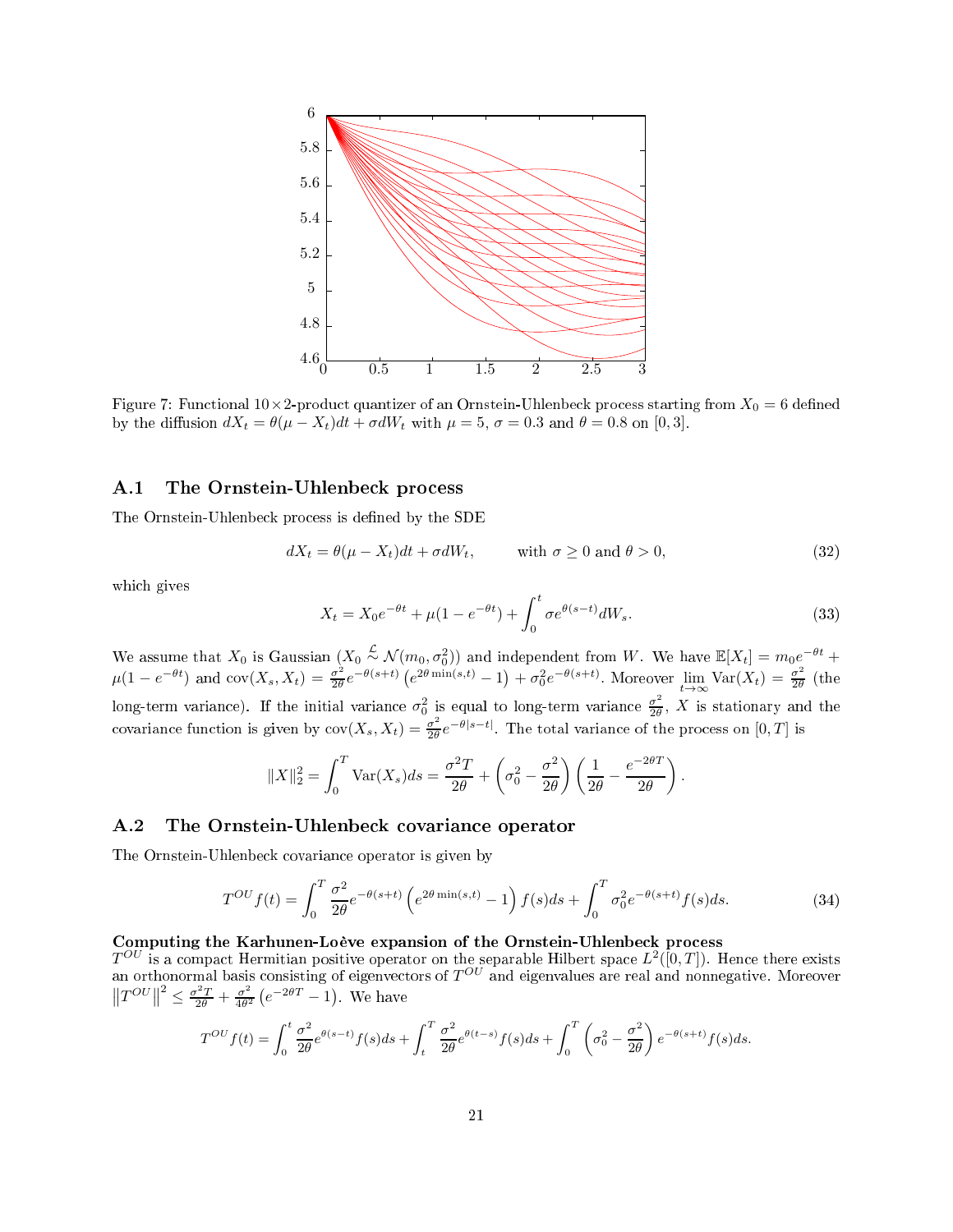Figure 7: Functional $10\times 2$-product quantizer of an Ornstein-Uhlenbeck process starting from $X_0 = 6$ defined by the diffusion $dX_t = \theta(\mu - X_t)dt + \sigma dW_t$ with $\mu = 5$, $\sigma = 0.3$ and $\theta = 0.8$ on $[0, 3]$.

## A.1 The Ornstein-Uhlenbeck process

The Ornstein-Uhlenbeck process is defined by the SDE

$$dX_t = \theta(\mu - X_t)dt + \sigma dW_t, \qquad \text{with } \sigma \geq 0 \text{ and } \theta > 0, \tag{32}$$

which gives

$$X_t = X_0 e^{-\theta t} + \mu(1 - e^{-\theta t}) + \int_0^t \sigma e^{\theta(s-t)} dW_s. \tag{33}$$

We assume that $X_0$ is Gaussian ($X_0 \overset{\mathcal{L}}{\sim} \mathcal{N}(m_0, \sigma_0^2)$) and independent from $W$. We have $\mathbb{E}[X_t] = m_0 e^{-\theta t} + \mu(1 - e^{-\theta t})$ and $\operatorname{cov}(X_s, X_t) = \frac{\sigma^2}{2\theta} e^{-\theta(s+t)} \left(e^{2\theta \min(s,t)} - 1\right) + \sigma_0^2 e^{-\theta(s+t)}$. Moreover $\lim_{t\to\infty} \operatorname{Var}(X_t) = \frac{\sigma^2}{2\theta}$ (the long-term variance). If the initial variance $\sigma_0^2$ is equal to long-term variance $\frac{\sigma^2}{2\theta}$, $X$ is stationary and the covariance function is given by $\operatorname{cov}(X_s, X_t) = \frac{\sigma^2}{2\theta} e^{-\theta|s-t|}$. The total variance of the process on $[0, T]$ is

$$\|X\|_2^2 = \int_0^T \operatorname{Var}(X_s) ds = \frac{\sigma^2 T}{2\theta} + \left(\sigma_0^2 - \frac{\sigma^2}{2\theta}\right)\left(\frac{1}{2\theta} - \frac{e^{-2\theta T}}{2\theta}\right).$$

## A.2 The Ornstein-Uhlenbeck covariance operator

The Ornstein-Uhlenbeck covariance operator is given by

$$T^{OU} f(t) = \int_0^T \frac{\sigma^2}{2\theta} e^{-\theta(s+t)} \left(e^{2\theta \min(s,t)} - 1\right) f(s) ds + \int_0^T \sigma_0^2 e^{-\theta(s+t)} f(s) ds. \tag{34}$$

**Computing the Karhunen-Loève expansion of the Ornstein-Uhlenbeck process**
$T^{OU}$ is a compact Hermitian positive operator on the separable Hilbert space $L^2([0, T])$. Hence there exists an orthonormal basis consisting of eigenvectors of $T^{OU}$ and eigenvalues are real and nonnegative. Moreover $\left\|T^{OU}\right\|^2 \leq \frac{\sigma^2 T}{2\theta} + \frac{\sigma^2}{4\theta^2}\left(e^{-2\theta T} - 1\right)$. We have

$$T^{OU} f(t) = \int_0^t \frac{\sigma^2}{2\theta} e^{\theta(s-t)} f(s) ds + \int_t^T \frac{\sigma^2}{2\theta} e^{\theta(t-s)} f(s) ds + \int_0^T \left(\sigma_0^2 - \frac{\sigma^2}{2\theta}\right) e^{-\theta(s+t)} f(s) ds.$$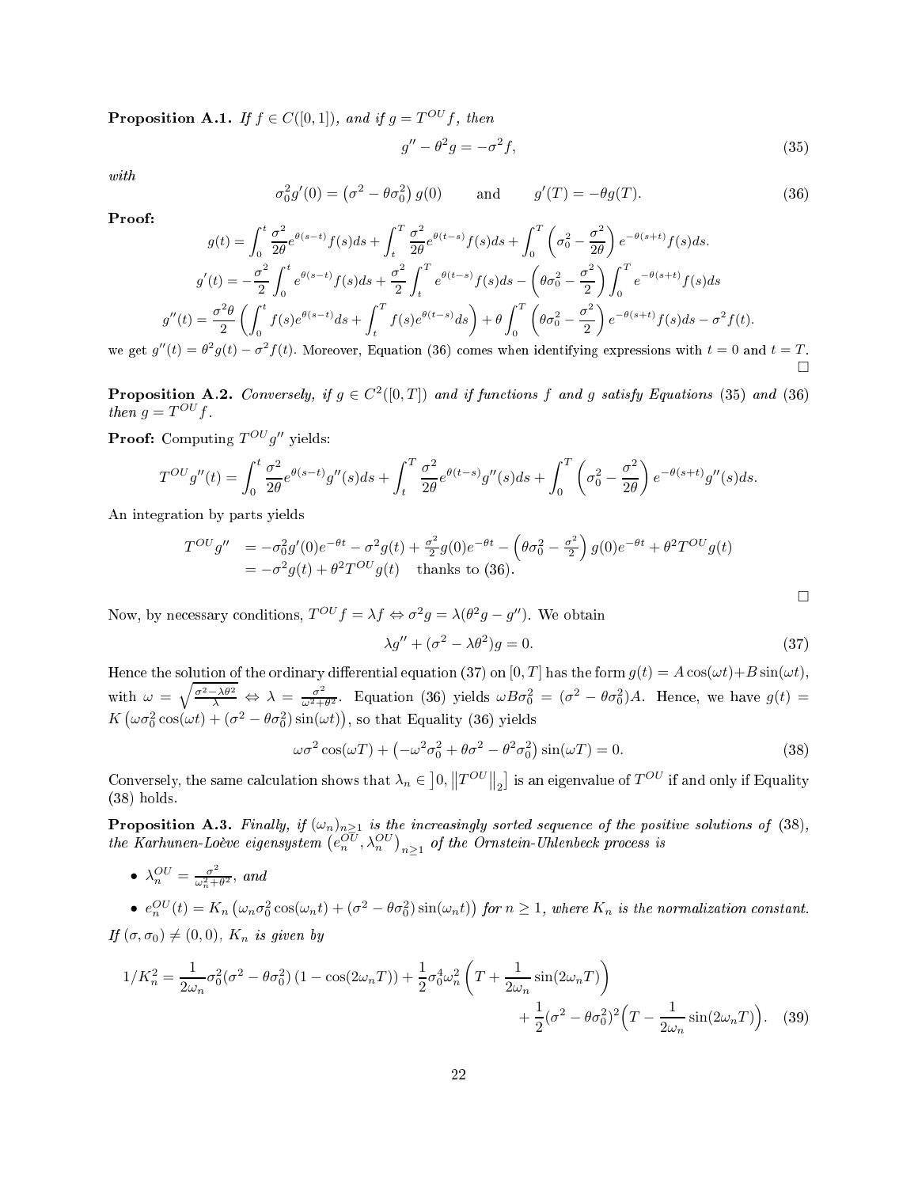**Proposition A.1.** *If $f \in C([0,1])$, and if $g = T^{OU} f$, then*

$$g'' - \theta^2 g = -\sigma^2 f, \tag{35}$$

*with*

$$\sigma_0^2 g'(0) = \left(\sigma^2 - \theta\sigma_0^2\right) g(0) \qquad \text{and} \qquad g'(T) = -\theta g(T). \tag{36}$$

**Proof:**

$$g(t) = \int_0^t \frac{\sigma^2}{2\theta} e^{\theta(s-t)} f(s)ds + \int_t^T \frac{\sigma^2}{2\theta} e^{\theta(t-s)} f(s)ds + \int_0^T \left(\sigma_0^2 - \frac{\sigma^2}{2\theta}\right) e^{-\theta(s+t)} f(s)ds.$$

$$g'(t) = -\frac{\sigma^2}{2}\int_0^t e^{\theta(s-t)} f(s)ds + \frac{\sigma^2}{2}\int_t^T e^{\theta(t-s)} f(s)ds - \left(\theta\sigma_0^2 - \frac{\sigma^2}{2}\right)\int_0^T e^{-\theta(s+t)} f(s)ds$$

$$g''(t) = \frac{\sigma^2\theta}{2}\left(\int_0^t f(s)e^{\theta(s-t)}ds + \int_t^T f(s)e^{\theta(t-s)}ds\right) + \theta\int_0^T \left(\theta\sigma_0^2 - \frac{\sigma^2}{2}\right) e^{-\theta(s+t)} f(s)ds - \sigma^2 f(t).$$

we get $g''(t) = \theta^2 g(t) - \sigma^2 f(t)$. Moreover, Equation (36) comes when identifying expressions with $t = 0$ and $t = T$.

□

**Proposition A.2.** *Conversely, if $g \in C^2([0,T])$ and if functions $f$ and $g$ satisfy Equations (35) and (36) then $g = T^{OU} f$.*

**Proof:** Computing $T^{OU} g''$ yields:

$$T^{OU} g''(t) = \int_0^t \frac{\sigma^2}{2\theta} e^{\theta(s-t)} g''(s)ds + \int_t^T \frac{\sigma^2}{2\theta} e^{\theta(t-s)} g''(s)ds + \int_0^T \left(\sigma_0^2 - \frac{\sigma^2}{2\theta}\right) e^{-\theta(s+t)} g''(s)ds.$$

An integration by parts yields

$$\begin{aligned} T^{OU} g'' &= -\sigma_0^2 g'(0)e^{-\theta t} - \sigma^2 g(t) + \tfrac{\sigma^2}{2} g(0)e^{-\theta t} - \left(\theta\sigma_0^2 - \tfrac{\sigma^2}{2}\right) g(0)e^{-\theta t} + \theta^2 T^{OU} g(t) \\ &= -\sigma^2 g(t) + \theta^2 T^{OU} g(t) \quad \text{thanks to (36).} \end{aligned}$$

□

Now, by necessary conditions, $T^{OU} f = \lambda f \Leftrightarrow \sigma^2 g = \lambda(\theta^2 g - g'')$. We obtain

$$\lambda g'' + (\sigma^2 - \lambda\theta^2) g = 0. \tag{37}$$

Hence the solution of the ordinary differential equation (37) on $[0,T]$ has the form $g(t) = A\cos(\omega t) + B\sin(\omega t)$, with $\omega = \sqrt{\frac{\sigma^2 - \lambda\theta^2}{\lambda}} \Leftrightarrow \lambda = \frac{\sigma^2}{\omega^2 + \theta^2}$. Equation (36) yields $\omega B\sigma_0^2 = (\sigma^2 - \theta\sigma_0^2)A$. Hence, we have $g(t) = K\left(\omega\sigma_0^2\cos(\omega t) + (\sigma^2 - \theta\sigma_0^2)\sin(\omega t)\right)$, so that Equality (36) yields

$$\omega\sigma^2\cos(\omega T) + \left(-\omega^2\sigma_0^2 + \theta\sigma^2 - \theta^2\sigma_0^2\right)\sin(\omega T) = 0. \tag{38}$$

Conversely, the same calculation shows that $\lambda_n \in \left]0, \left\|T^{OU}\right\|_2\right]$ is an eigenvalue of $T^{OU}$ if and only if Equality (38) holds.

**Proposition A.3.** *Finally, if $(\omega_n)_{n\geq 1}$ is the increasingly sorted sequence of the positive solutions of (38), the Karhunen-Loève eigensystem $\left(e_n^{OU}, \lambda_n^{OU}\right)_{n\geq 1}$ of the Ornstein-Uhlenbeck process is*

- $\lambda_n^{OU} = \frac{\sigma^2}{\omega_n^2 + \theta^2}$, *and*
- $e_n^{OU}(t) = K_n\left(\omega_n\sigma_0^2\cos(\omega_n t) + (\sigma^2 - \theta\sigma_0^2)\sin(\omega_n t)\right)$ *for $n \geq 1$, where $K_n$ is the normalization constant.*

*If $(\sigma, \sigma_0) \neq (0,0)$, $K_n$ is given by*

$$1/K_n^2 = \frac{1}{2\omega_n}\sigma_0^2(\sigma^2 - \theta\sigma_0^2)\left(1 - \cos(2\omega_n T)\right) + \frac{1}{2}\sigma_0^4\omega_n^2\left(T + \frac{1}{2\omega_n}\sin(2\omega_n T)\right) + \frac{1}{2}(\sigma^2 - \theta\sigma_0^2)^2\Big(T - \frac{1}{2\omega_n}\sin(2\omega_n T)\Big). \tag{39}$$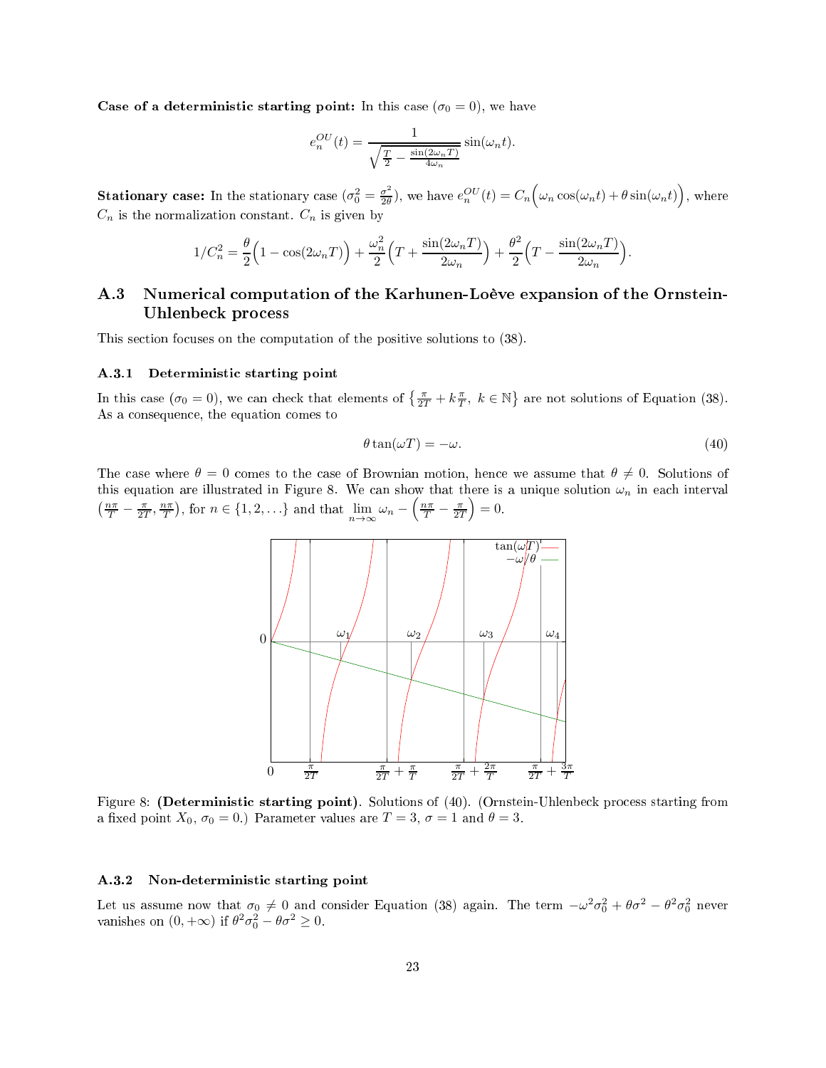**Case of a deterministic starting point:** In this case ($\sigma_0 = 0$), we have

$$e_n^{OU}(t) = \frac{1}{\sqrt{\frac{T}{2} - \frac{\sin(2\omega_n T)}{4\omega_n}}} \sin(\omega_n t).$$

**Stationary case:** In the stationary case ($\sigma_0^2 = \frac{\sigma^2}{2\theta}$), we have $e_n^{OU}(t) = C_n\Big(\omega_n \cos(\omega_n t) + \theta \sin(\omega_n t)\Big)$, where $C_n$ is the normalization constant. $C_n$ is given by

$$1/C_n^2 = \frac{\theta}{2}\Big(1 - \cos(2\omega_n T)\Big) + \frac{\omega_n^2}{2}\Big(T + \frac{\sin(2\omega_n T)}{2\omega_n}\Big) + \frac{\theta^2}{2}\Big(T - \frac{\sin(2\omega_n T)}{2\omega_n}\Big).$$

## A.3 Numerical computation of the Karhunen-Loève expansion of the Ornstein-Uhlenbeck process

This section focuses on the computation of the positive solutions to (38).

### A.3.1 Deterministic starting point

In this case ($\sigma_0 = 0$), we can check that elements of $\left\{\frac{\pi}{2T} + k\frac{\pi}{T},\ k \in \mathbb{N}\right\}$ are not solutions of Equation (38). As a consequence, the equation comes to

$$\theta \tan(\omega T) = -\omega. \tag{40}$$

The case where $\theta = 0$ comes to the case of Brownian motion, hence we assume that $\theta \neq 0$. Solutions of this equation are illustrated in Figure 8. We can show that there is a unique solution $\omega_n$ in each interval $\left(\frac{n\pi}{T} - \frac{\pi}{2T}, \frac{n\pi}{T}\right)$, for $n \in \{1, 2, \ldots\}$ and that $\lim_{n\to\infty} \omega_n - \left(\frac{n\pi}{T} - \frac{\pi}{2T}\right) = 0$.

Figure 8: **(Deterministic starting point)**. Solutions of (40). (Ornstein-Uhlenbeck process starting from a fixed point $X_0$, $\sigma_0 = 0$.) Parameter values are $T = 3$, $\sigma = 1$ and $\theta = 3$.

### A.3.2 Non-deterministic starting point

Let us assume now that $\sigma_0 \neq 0$ and consider Equation (38) again. The term $-\omega^2\sigma_0^2 + \theta\sigma^2 - \theta^2\sigma_0^2$ never vanishes on $(0, +\infty)$ if $\theta^2\sigma_0^2 - \theta\sigma^2 \geq 0$.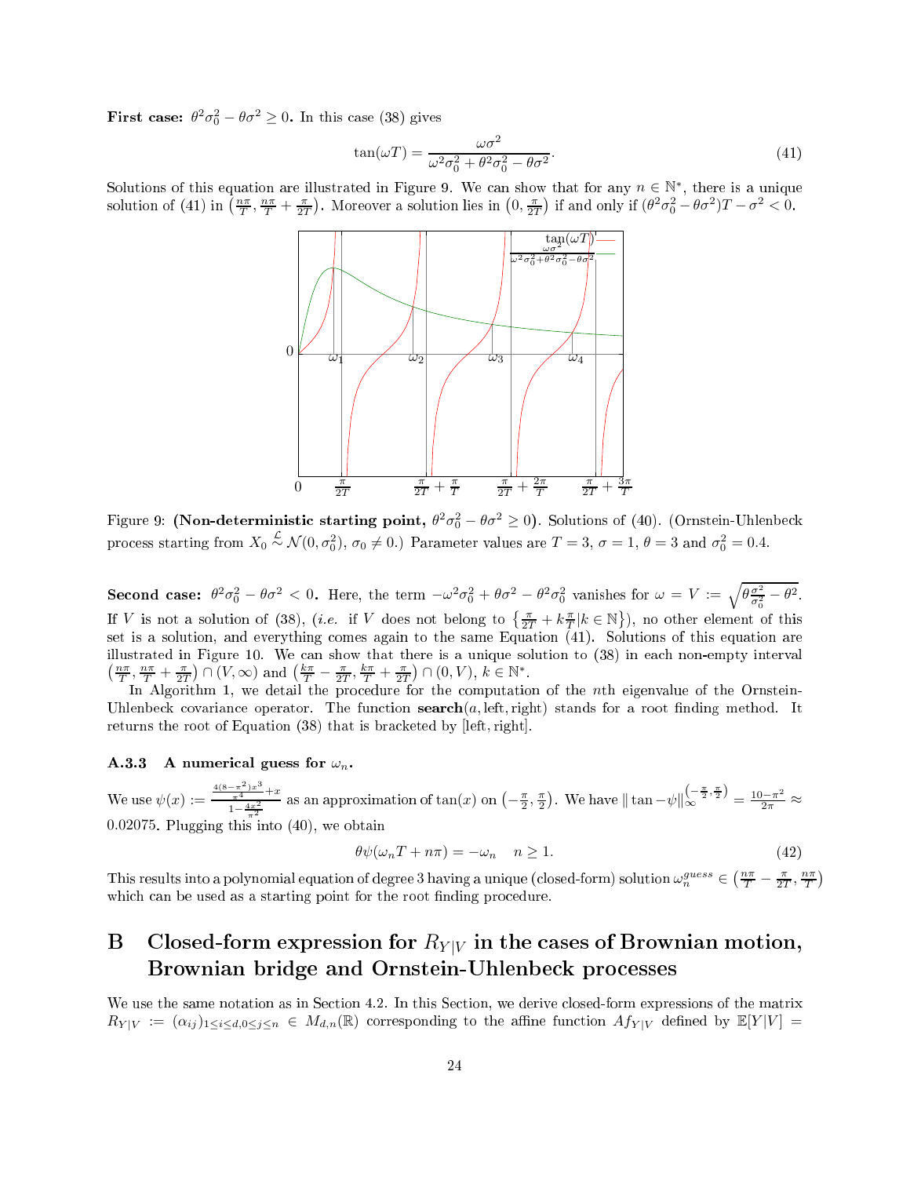**First case: $\theta^2\sigma_0^2 - \theta\sigma^2 \geq 0$.** In this case (38) gives

$$\tan(\omega T) = \frac{\omega\sigma^2}{\omega^2\sigma_0^2 + \theta^2\sigma_0^2 - \theta\sigma^2}. \tag{41}$$

Solutions of this equation are illustrated in Figure 9. We can show that for any $n \in \mathbb{N}^*$, there is a unique solution of (41) in $\left(\frac{n\pi}{T}, \frac{n\pi}{T} + \frac{\pi}{2T}\right)$. Moreover a solution lies in $\left(0, \frac{\pi}{2T}\right)$ if and only if $(\theta^2\sigma_0^2 - \theta\sigma^2)T - \sigma^2 < 0$.

Figure 9: **(Non-deterministic starting point, $\theta^2\sigma_0^2 - \theta\sigma^2 \geq 0$).** Solutions of (40). (Ornstein-Uhlenbeck process starting from $X_0 \overset{\mathcal{L}}{\sim} \mathcal{N}(0, \sigma_0^2)$, $\sigma_0 \neq 0$.) Parameter values are $T = 3$, $\sigma = 1$, $\theta = 3$ and $\sigma_0^2 = 0.4$.

**Second case: $\theta^2\sigma_0^2 - \theta\sigma^2 < 0$.** Here, the term $-\omega^2\sigma_0^2 + \theta\sigma^2 - \theta^2\sigma_0^2$ vanishes for $\omega = V := \sqrt{\theta\frac{\sigma^2}{\sigma_0^2} - \theta^2}$. If $V$ is not a solution of (38), (*i.e.* if $V$ does not belong to $\left\{\frac{\pi}{2T} + k\frac{\pi}{T} | k \in \mathbb{N}\right\}$), no other element of this set is a solution, and everything comes again to the same Equation (41). Solutions of this equation are illustrated in Figure 10. We can show that there is a unique solution to (38) in each non-empty interval $\left(\frac{n\pi}{T}, \frac{n\pi}{T} + \frac{\pi}{2T}\right) \cap (V, \infty)$ and $\left(\frac{k\pi}{T} - \frac{\pi}{2T}, \frac{k\pi}{T} + \frac{\pi}{2T}\right) \cap (0, V)$, $k \in \mathbb{N}^*$.

In Algorithm 1, we detail the procedure for the computation of the $n$th eigenvalue of the Ornstein-Uhlenbeck covariance operator. The function **search**(a, left, right) stands for a root finding method. It returns the root of Equation (38) that is bracketed by [left, right].

### A.3.3 A numerical guess for $\omega_n$.

We use $\psi(x) := \dfrac{\frac{4(8-\pi^2)x^3}{\pi^4} + x}{1 - \frac{4x^2}{\pi^2}}$ as an approximation of $\tan(x)$ on $\left(-\frac{\pi}{2}, \frac{\pi}{2}\right)$. We have $\| \tan - \psi \|_\infty^{\left(-\frac{\pi}{2}, \frac{\pi}{2}\right)} = \frac{10-\pi^2}{2\pi} \approx 0.02075$. Plugging this into (40), we obtain

$$\theta\psi(\omega_n T + n\pi) = -\omega_n \quad n \geq 1. \tag{42}$$

This results into a polynomial equation of degree 3 having a unique (closed-form) solution $\omega_n^{guess} \in \left(\frac{n\pi}{T} - \frac{\pi}{2T}, \frac{n\pi}{T}\right)$ which can be used as a starting point for the root finding procedure.

# B Closed-form expression for $R_{Y|V}$ in the cases of Brownian motion, Brownian bridge and Ornstein-Uhlenbeck processes

We use the same notation as in Section 4.2. In this Section, we derive closed-form expressions of the matrix $R_{Y|V} := (\alpha_{ij})_{1 \leq i \leq d, 0 \leq j \leq n} \in M_{d,n}(\mathbb{R})$ corresponding to the affine function $Af_{Y|V}$ defined by $\mathbb{E}[Y|V] =$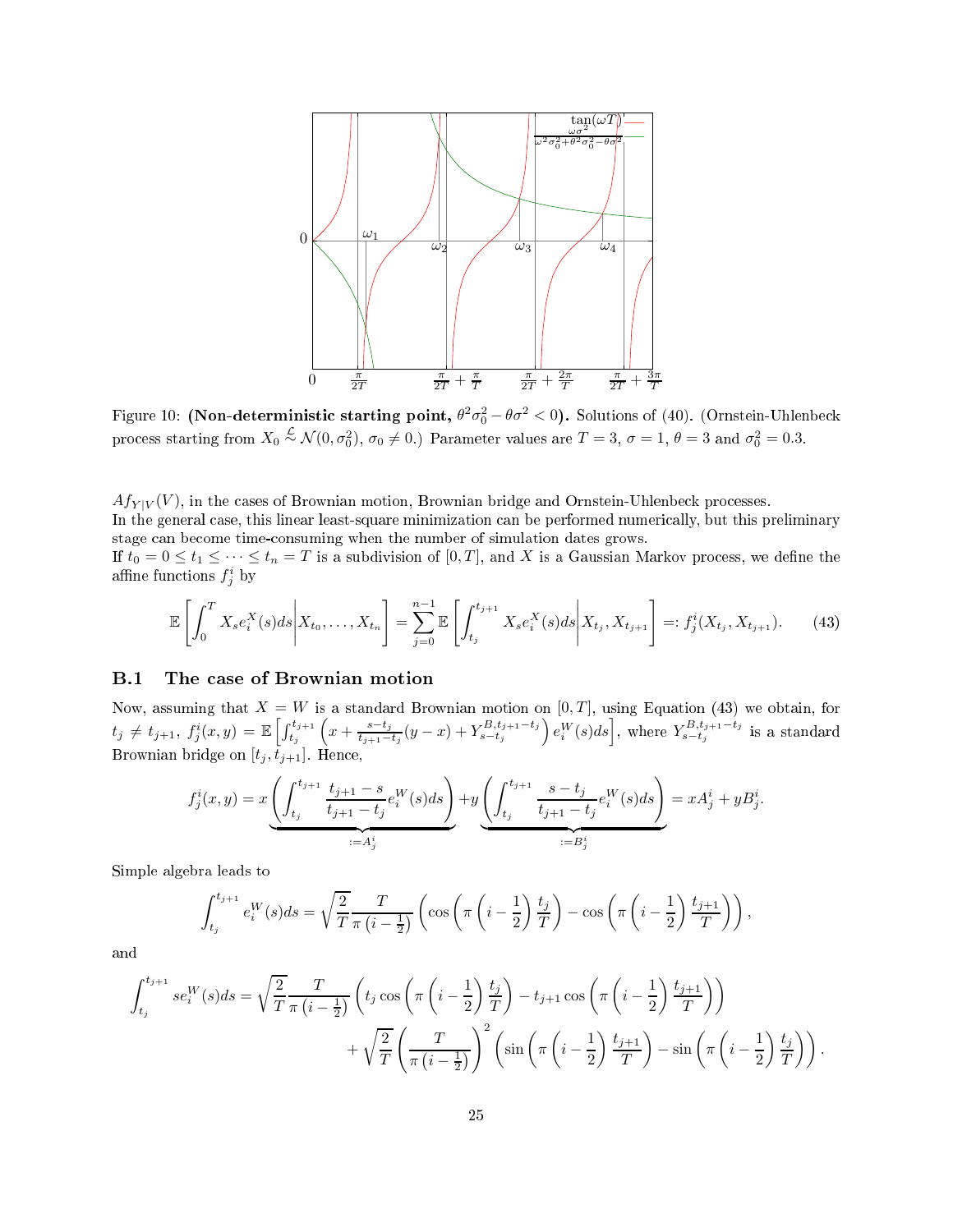Figure 10: **(Non-deterministic starting point, $\theta^2\sigma_0^2 - \theta\sigma^2 < 0$).** Solutions of (40). (Ornstein-Uhlenbeck process starting from $X_0 \overset{\mathcal{L}}{\sim} \mathcal{N}(0, \sigma_0^2)$, $\sigma_0 \neq 0$.) Parameter values are $T = 3$, $\sigma = 1$, $\theta = 3$ and $\sigma_0^2 = 0.3$.

$Af_{Y|V}(V)$, in the cases of Brownian motion, Brownian bridge and Ornstein-Uhlenbeck processes.
In the general case, this linear least-square minimization can be performed numerically, but this preliminary stage can become time-consuming when the number of simulation dates grows.
If $t_0 = 0 \leq t_1 \leq \cdots \leq t_n = T$ is a subdivision of $[0, T]$, and $X$ is a Gaussian Markov process, we define the affine functions $f_j^i$ by

$$\mathbb{E}\left[\int_0^T X_s e_i^X(s)ds \middle| X_{t_0}, \ldots, X_{t_n}\right] = \sum_{j=0}^{n-1} \mathbb{E}\left[\int_{t_j}^{t_{j+1}} X_s e_i^X(s)ds \middle| X_{t_j}, X_{t_{j+1}}\right] =: f_j^i(X_{t_j}, X_{t_{j+1}}). \tag{43}$$

### B.1 The case of Brownian motion

Now, assuming that $X = W$ is a standard Brownian motion on $[0, T]$, using Equation (43) we obtain, for $t_j \neq t_{j+1}$, $f_j^i(x, y) = \mathbb{E}\left[\int_{t_j}^{t_{j+1}} \left(x + \frac{s-t_j}{t_{j+1}-t_j}(y - x) + Y_{s-t_j}^{B, t_{j+1}-t_j}\right) e_i^W(s)ds\right]$, where $Y_{s-t_j}^{B, t_{j+1}-t_j}$ is a standard Brownian bridge on $[t_j, t_{j+1}]$. Hence,

$$f_j^i(x, y) = x \underbrace{\left(\int_{t_j}^{t_{j+1}} \frac{t_{j+1} - s}{t_{j+1} - t_j} e_i^W(s)ds\right)}_{:= A_j^i} + y \underbrace{\left(\int_{t_j}^{t_{j+1}} \frac{s - t_j}{t_{j+1} - t_j} e_i^W(s)ds\right)}_{:= B_j^i} = xA_j^i + yB_j^i.$$

Simple algebra leads to

$$\int_{t_j}^{t_{j+1}} e_i^W(s)ds = \sqrt{\frac{2}{T}} \frac{T}{\pi\left(i - \frac{1}{2}\right)} \left(\cos\left(\pi\left(i - \frac{1}{2}\right)\frac{t_j}{T}\right) - \cos\left(\pi\left(i - \frac{1}{2}\right)\frac{t_{j+1}}{T}\right)\right),$$

and

$$\begin{aligned}\int_{t_j}^{t_{j+1}} s e_i^W(s)ds = &\sqrt{\frac{2}{T}} \frac{T}{\pi\left(i - \frac{1}{2}\right)} \left(t_j \cos\left(\pi\left(i - \frac{1}{2}\right)\frac{t_j}{T}\right) - t_{j+1}\cos\left(\pi\left(i - \frac{1}{2}\right)\frac{t_{j+1}}{T}\right)\right) \\ &+ \sqrt{\frac{2}{T}} \left(\frac{T}{\pi\left(i - \frac{1}{2}\right)}\right)^2 \left(\sin\left(\pi\left(i - \frac{1}{2}\right)\frac{t_{j+1}}{T}\right) - \sin\left(\pi\left(i - \frac{1}{2}\right)\frac{t_j}{T}\right)\right).\end{aligned}$$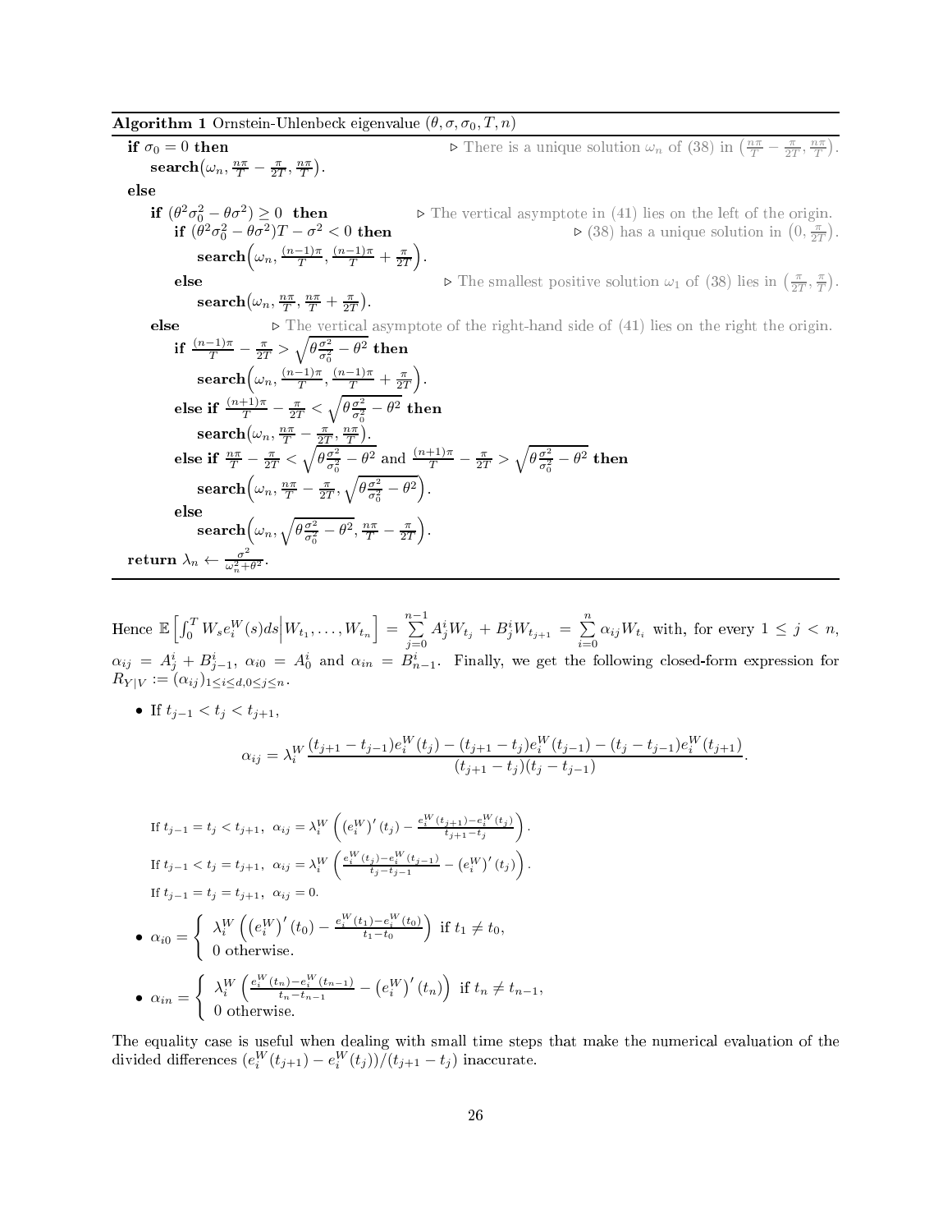**Algorithm 1** Ornstein-Uhlenbeck eigenvalue $(\theta, \sigma, \sigma_0, T, n)$

```
if σ₀ = 0 then                                   ▷ There is a unique solution ω_n of (38) in (nπ/T − π/2T, nπ/T).
    search(ω_n, nπ/T − π/2T, nπ/T).
else
    if (θ²σ₀² − θσ²) ≥ 0 then                    ▷ The vertical asymptote in (41) lies on the left of the origin.
        if (θ²σ₀² − θσ²)T − σ² < 0 then                         ▷ (38) has a unique solution in (0, π/2T).
            search(ω_n, (n−1)π/T, (n−1)π/T + π/2T).
        else                                     ▷ The smallest positive solution ω₁ of (38) lies in (π/2T, π/T).
            search(ω_n, nπ/T, nπ/T + π/2T).
    else                  ▷ The vertical asymptote of the right-hand side of (41) lies on the right the origin.
        if (n−1)π/T − π/2T > sqrt(θσ²/σ₀² − θ²) then
            search(ω_n, (n−1)π/T, (n−1)π/T + π/2T).
        else if (n+1)π/T − π/2T < sqrt(θσ²/σ₀² − θ²) then
            search(ω_n, nπ/T − π/2T, nπ/T).
        else if nπ/T − π/2T < sqrt(θσ²/σ₀² − θ²) and (n+1)π/T − π/2T > sqrt(θσ²/σ₀² − θ²) then
            search(ω_n, nπ/T − π/2T, sqrt(θσ²/σ₀² − θ²)).
        else
            search(ω_n, sqrt(θσ²/σ₀² − θ²), nπ/T − π/2T).
return λ_n ← σ²/(ω_n² + θ²).
```

Hence $\mathbb{E}\left[\int_0^T W_s e_i^W(s)ds \middle| W_{t_1}, \ldots, W_{t_n}\right] = \sum_{j=0}^{n-1} A_j^i W_{t_j} + B_j^i W_{t_{j+1}} = \sum_{i=0}^{n} \alpha_{ij} W_{t_i}$ with, for every $1 \le j < n$, $\alpha_{ij} = A_j^i + B_{j-1}^i$, $\alpha_{i0} = A_0^i$ and $\alpha_{in} = B_{n-1}^i$. Finally, we get the following closed-form expression for $R_{Y|V} := (\alpha_{ij})_{1 \le i \le d, 0 \le j \le n}$.

- If $t_{j-1} < t_j < t_{j+1}$,

$$\alpha_{ij} = \lambda_i^W \frac{(t_{j+1} - t_{j-1}) e_i^W(t_j) - (t_{j+1} - t_j) e_i^W(t_{j-1}) - (t_j - t_{j-1}) e_i^W(t_{j+1})}{(t_{j+1} - t_j)(t_j - t_{j-1})}.$$

If $t_{j-1} = t_j < t_{j+1}$, $\alpha_{ij} = \lambda_i^W \left( \left(e_i^W\right)'(t_j) - \frac{e_i^W(t_{j+1}) - e_i^W(t_j)}{t_{j+1} - t_j} \right)$.

If $t_{j-1} < t_j = t_{j+1}$, $\alpha_{ij} = \lambda_i^W \left( \frac{e_i^W(t_j) - e_i^W(t_{j-1})}{t_j - t_{j-1}} - \left(e_i^W\right)'(t_j) \right)$.

If $t_{j-1} = t_j = t_{j+1}$, $\alpha_{ij} = 0$.

- $\alpha_{i0} = \begin{cases} \lambda_i^W \left( \left(e_i^W\right)'(t_0) - \frac{e_i^W(t_1) - e_i^W(t_0)}{t_1 - t_0} \right) & \text{if } t_1 \neq t_0, \\ 0 \text{ otherwise.} \end{cases}$

- $\alpha_{in} = \begin{cases} \lambda_i^W \left( \frac{e_i^W(t_n) - e_i^W(t_{n-1})}{t_n - t_{n-1}} - \left(e_i^W\right)'(t_n) \right) & \text{if } t_n \neq t_{n-1}, \\ 0 \text{ otherwise.} \end{cases}$

The equality case is useful when dealing with small time steps that make the numerical evaluation of the divided differences $(e_i^W(t_{j+1}) - e_i^W(t_j))/(t_{j+1} - t_j)$ inaccurate.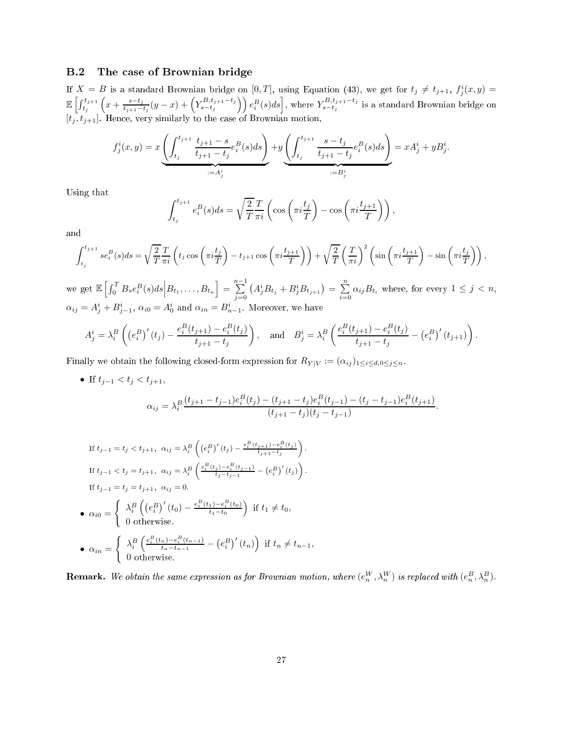### B.2 The case of Brownian bridge

If $X = B$ is a standard Brownian bridge on $[0, T]$, using Equation (43), we get for $t_j \neq t_{j+1}$, $f_j^i(x, y) = \mathbb{E}\left[\int_{t_j}^{t_{j+1}} \left(x + \frac{s-t_j}{t_{j+1}-t_j}(y - x) + \left(Y^{B,t_{j+1}-t_j}_{s-t_j}\right)\right) e_i^B(s)ds\right]$, where $Y^{B,t_{j+1}-t_j}_{s-t_j}$ is a standard Brownian bridge on $[t_j, t_{j+1}]$. Hence, very similarly to the case of Brownian motion,

$$f_j^i(x, y) = x \underbrace{\left(\int_{t_j}^{t_{j+1}} \frac{t_{j+1} - s}{t_{j+1} - t_j} e_i^B(s)ds\right)}_{:=A_j^i} + y \underbrace{\left(\int_{t_j}^{t_{j+1}} \frac{s - t_j}{t_{j+1} - t_j} e_i^B(s)ds\right)}_{:=B_j^i} = xA_j^i + yB_j^i.$$

Using that

$$\int_{t_j}^{t_{j+1}} e_i^B(s)ds = \sqrt{\frac{2}{T}} \frac{T}{\pi i} \left(\cos\left(\pi i \frac{t_j}{T}\right) - \cos\left(\pi i \frac{t_{j+1}}{T}\right)\right),$$

and

$$\int_{t_j}^{t_{j+1}} s e_i^B(s)ds = \sqrt{\frac{2}{T}} \frac{T}{\pi i} \left(t_j \cos\left(\pi i \frac{t_j}{T}\right) - t_{j+1} \cos\left(\pi i \frac{t_{j+1}}{T}\right)\right) + \sqrt{\frac{2}{T}} \left(\frac{T}{\pi i}\right)^2 \left(\sin\left(\pi i \frac{t_{j+1}}{T}\right) - \sin\left(\pi i \frac{t_j}{T}\right)\right),$$

we get $\mathbb{E}\left[\int_0^T B_s e_i^B(s)ds \middle| B_{t_1}, \ldots, B_{t_n}\right] = \sum_{j=0}^{n-1} \left(A_j^i B_{t_j} + B_j^i B_{t_{j+1}}\right) = \sum_{i=0}^{n} \alpha_{ij} B_{t_i}$ where, for every $1 \leq j < n$, $\alpha_{ij} = A_j^i + B_{j-1}^i$, $\alpha_{i0} = A_0^i$ and $\alpha_{in} = B_{n-1}^i$. Moreover, we have

$$A_j^i = \lambda_i^B \left(\left(e_i^B\right)'(t_j) - \frac{e_i^B(t_{j+1}) - e_i^B(t_j)}{t_{j+1} - t_j}\right), \quad \text{and} \quad B_j^i = \lambda_i^B \left(\frac{e_i^B(t_{j+1}) - e_i^B(t_j)}{t_{j+1} - t_j} - \left(e_i^B\right)'(t_{j+1})\right).$$

Finally we obtain the following closed-form expression for $R_{Y|V} := (\alpha_{ij})_{1 \leq i \leq d, 0 \leq j \leq n}$.

- If $t_{j-1} < t_j < t_{j+1}$,

$$\alpha_{ij} = \lambda_i^B \frac{(t_{j+1} - t_{j-1})e_i^B(t_j) - (t_{j+1} - t_j)e_i^B(t_{j-1}) - (t_j - t_{j-1})e_i^B(t_{j+1})}{(t_{j+1} - t_j)(t_j - t_{j-1})}.$$

  If $t_{j-1} = t_j < t_{j+1}$, $\alpha_{ij} = \lambda_i^B \left(\left(e_i^B\right)'(t_j) - \frac{e_i^B(t_{j+1}) - e_i^B(t_j)}{t_{j+1} - t_j}\right)$.

  If $t_{j-1} < t_j = t_{j+1}$, $\alpha_{ij} = \lambda_i^B \left(\frac{e_i^B(t_j) - e_i^B(t_{j-1})}{t_j - t_{j-1}} - \left(e_i^B\right)'(t_j)\right)$.

  If $t_{j-1} = t_j = t_{j+1}$, $\alpha_{ij} = 0$.

- $\alpha_{i0} = \begin{cases} \lambda_i^B \left(\left(e_i^B\right)'(t_0) - \frac{e_i^B(t_1) - e_i^B(t_0)}{t_1 - t_0}\right) & \text{if } t_1 \neq t_0, \\ 0 \text{ otherwise.} \end{cases}$

- $\alpha_{in} = \begin{cases} \lambda_i^B \left(\frac{e_i^B(t_n) - e_i^B(t_{n-1})}{t_n - t_{n-1}} - \left(e_i^B\right)'(t_n)\right) & \text{if } t_n \neq t_{n-1}, \\ 0 \text{ otherwise.} \end{cases}$

**Remark.** *We obtain the same expression as for Brownian motion, where $(e_n^W, \lambda_n^W)$ is replaced with $(e_n^B, \lambda_n^B)$.*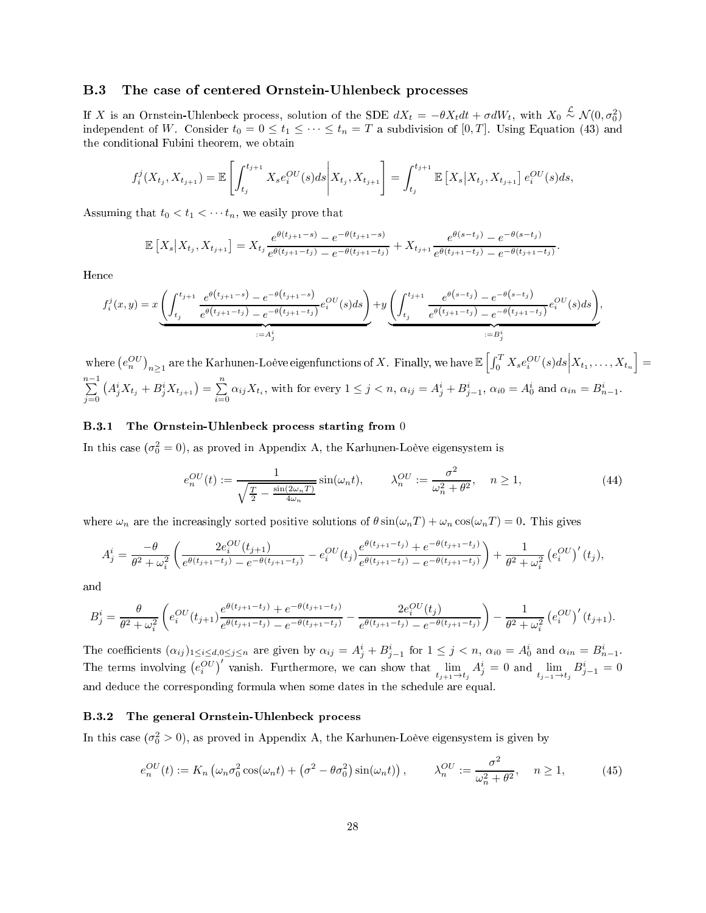### B.3 The case of centered Ornstein-Uhlenbeck processes

If $X$ is an Ornstein-Uhlenbeck process, solution of the SDE $dX_t = -\theta X_t dt + \sigma dW_t$, with $X_0 \overset{\mathcal{L}}{\sim} \mathcal{N}(0, \sigma_0^2)$ independent of $W$. Consider $t_0 = 0 \leq t_1 \leq \cdots \leq t_n = T$ a subdivision of $[0, T]$. Using Equation (43) and the conditional Fubini theorem, we obtain

$$f_i^j(X_{t_j}, X_{t_{j+1}}) = \mathbb{E}\left[\int_{t_j}^{t_{j+1}} X_s e_i^{OU}(s) ds \middle| X_{t_j}, X_{t_{j+1}}\right] = \int_{t_j}^{t_{j+1}} \mathbb{E}\left[X_s \middle| X_{t_j}, X_{t_{j+1}}\right] e_i^{OU}(s) ds,$$

Assuming that $t_0 < t_1 < \cdots t_n$, we easily prove that

$$\mathbb{E}\left[X_s \middle| X_{t_j}, X_{t_{j+1}}\right] = X_{t_j} \frac{e^{\theta(t_{j+1}-s)} - e^{-\theta(t_{j+1}-s)}}{e^{\theta(t_{j+1}-t_j)} - e^{-\theta(t_{j+1}-t_j)}} + X_{t_{j+1}} \frac{e^{\theta(s-t_j)} - e^{-\theta(s-t_j)}}{e^{\theta(t_{j+1}-t_j)} - e^{-\theta(t_{j+1}-t_j)}}.$$

Hence

$$f_i^j(x, y) = x \underbrace{\left(\int_{t_j}^{t_{j+1}} \frac{e^{\theta(t_{j+1}-s)} - e^{-\theta(t_{j+1}-s)}}{e^{\theta(t_{j+1}-t_j)} - e^{-\theta(t_{j+1}-t_j)}} e_i^{OU}(s) ds\right)}_{:=A_j^i} + y \underbrace{\left(\int_{t_j}^{t_{j+1}} \frac{e^{\theta(s-t_j)} - e^{-\theta(s-t_j)}}{e^{\theta(t_{j+1}-t_j)} - e^{-\theta(t_{j+1}-t_j)}} e_i^{OU}(s) ds\right)}_{:=B_j^i},$$

where $\left(e_n^{OU}\right)_{n \geq 1}$ are the Karhunen-Loève eigenfunctions of $X$. Finally, we have $\mathbb{E}\left[\int_0^T X_s e_i^{OU}(s) ds \middle| X_{t_1}, \ldots, X_{t_n}\right] = \sum_{j=0}^{n-1} \left(A_j^i X_{t_j} + B_j^i X_{t_{j+1}}\right) = \sum_{i=0}^{n} \alpha_{ij} X_{t_i}$, with for every $1 \leq j < n$, $\alpha_{ij} = A_j^i + B_{j-1}^i$, $\alpha_{i0} = A_0^i$ and $\alpha_{in} = B_{n-1}^i$.

#### B.3.1 The Ornstein-Uhlenbeck process starting from 0

In this case ($\sigma_0^2 = 0$), as proved in Appendix A, the Karhunen-Loève eigensystem is

$$e_n^{OU}(t) := \frac{1}{\sqrt{\frac{T}{2} - \frac{\sin(2\omega_n T)}{4\omega_n}}} \sin(\omega_n t), \qquad \lambda_n^{OU} := \frac{\sigma^2}{\omega_n^2 + \theta^2}, \quad n \geq 1, \tag{44}$$

where $\omega_n$ are the increasingly sorted positive solutions of $\theta \sin(\omega_n T) + \omega_n \cos(\omega_n T) = 0$. This gives

$$A_j^i = \frac{-\theta}{\theta^2 + \omega_i^2} \left(\frac{2 e_i^{OU}(t_{j+1})}{e^{\theta(t_{j+1}-t_j)} - e^{-\theta(t_{j+1}-t_j)}} - e_i^{OU}(t_j) \frac{e^{\theta(t_{j+1}-t_j)} + e^{-\theta(t_{j+1}-t_j)}}{e^{\theta(t_{j+1}-t_j)} - e^{-\theta(t_{j+1}-t_j)}}\right) + \frac{1}{\theta^2 + \omega_i^2} \left(e_i^{OU}\right)'(t_j),$$

and

$$B_j^i = \frac{\theta}{\theta^2 + \omega_i^2} \left(e_i^{OU}(t_{j+1}) \frac{e^{\theta(t_{j+1}-t_j)} + e^{-\theta(t_{j+1}-t_j)}}{e^{\theta(t_{j+1}-t_j)} - e^{-\theta(t_{j+1}-t_j)}} - \frac{2 e_i^{OU}(t_j)}{e^{\theta(t_{j+1}-t_j)} - e^{-\theta(t_{j+1}-t_j)}}\right) - \frac{1}{\theta^2 + \omega_i^2} \left(e_i^{OU}\right)'(t_{j+1}).$$

The coefficients $(\alpha_{ij})_{1 \leq i \leq d, 0 \leq j \leq n}$ are given by $\alpha_{ij} = A_j^i + B_{j-1}^i$ for $1 \leq j < n$, $\alpha_{i0} = A_0^i$ and $\alpha_{in} = B_{n-1}^i$. The terms involving $\left(e_i^{OU}\right)'$ vanish. Furthermore, we can show that $\lim_{t_{j+1} \to t_j} A_j^i = 0$ and $\lim_{t_{j-1} \to t_j} B_{j-1}^i = 0$ and deduce the corresponding formula when some dates in the schedule are equal.

#### B.3.2 The general Ornstein-Uhlenbeck process

In this case ($\sigma_0^2 > 0$), as proved in Appendix A, the Karhunen-Loève eigensystem is given by

$$e_n^{OU}(t) := K_n \left(\omega_n \sigma_0^2 \cos(\omega_n t) + \left(\sigma^2 - \theta \sigma_0^2\right) \sin(\omega_n t)\right), \qquad \lambda_n^{OU} := \frac{\sigma^2}{\omega_n^2 + \theta^2}, \quad n \geq 1, \tag{45}$$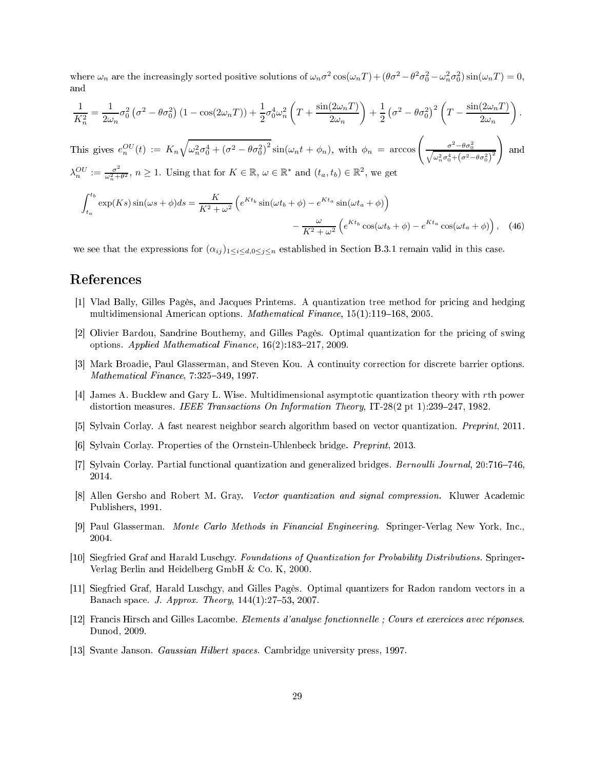where $\omega_n$ are the increasingly sorted positive solutions of $\omega_n \sigma^2 \cos(\omega_n T) + (\theta\sigma^2 - \theta^2\sigma_0^2 - \omega_n^2\sigma_0^2)\sin(\omega_n T) = 0$, and

$$\frac{1}{K_n^2} = \frac{1}{2\omega_n}\sigma_0^2\left(\sigma^2 - \theta\sigma_0^2\right)\left(1 - \cos(2\omega_n T)\right) + \frac{1}{2}\sigma_0^4\omega_n^2\left(T + \frac{\sin(2\omega_n T)}{2\omega_n}\right) + \frac{1}{2}\left(\sigma^2 - \theta\sigma_0^2\right)^2\left(T - \frac{\sin(2\omega_n T)}{2\omega_n}\right).$$

This gives $e_n^{OU}(t) := K_n\sqrt{\omega_n^2\sigma_0^4 + \left(\sigma^2 - \theta\sigma_0^2\right)^2}\sin(\omega_n t + \phi_n)$, with $\phi_n = \arccos\left(\frac{\sigma^2 - \theta\sigma_0^2}{\sqrt{\omega_n^2\sigma_0^4 + \left(\sigma^2 - \theta\sigma_0^2\right)^2}}\right)$ and $\lambda_n^{OU} := \frac{\sigma^2}{\omega_n^2 + \theta^2}$, $n \geq 1$. Using that for $K \in \mathbb{R}$, $\omega \in \mathbb{R}^*$ and $(t_a, t_b) \in \mathbb{R}^2$, we get

$$\int_{t_a}^{t_b} \exp(Ks)\sin(\omega s + \phi)ds = \frac{K}{K^2 + \omega^2}\left(e^{Kt_b}\sin(\omega t_b + \phi) - e^{Kt_a}\sin(\omega t_a + \phi)\right) - \frac{\omega}{K^2 + \omega^2}\left(e^{Kt_b}\cos(\omega t_b + \phi) - e^{Kt_a}\cos(\omega t_a + \phi)\right), \quad (46)$$

we see that the expressions for $(\alpha_{ij})_{1\leq i\leq d, 0\leq j\leq n}$ established in Section B.3.1 remain valid in this case.

# References

[1] Vlad Bally, Gilles Pagès, and Jacques Printems. A quantization tree method for pricing and hedging multidimensional American options. *Mathematical Finance*, 15(1):119–168, 2005.

[2] Olivier Bardou, Sandrine Bouthemy, and Gilles Pagès. Optimal quantization for the pricing of swing options. *Applied Mathematical Finance*, 16(2):183–217, 2009.

[3] Mark Broadie, Paul Glasserman, and Steven Kou. A continuity correction for discrete barrier options. *Mathematical Finance*, 7:325–349, 1997.

[4] James A. Bucklew and Gary L. Wise. Multidimensional asymptotic quantization theory with $r$th power distortion measures. *IEEE Transactions On Information Theory*, IT-28(2 pt 1):239–247, 1982.

[5] Sylvain Corlay. A fast nearest neighbor search algorithm based on vector quantization. *Preprint*, 2011.

[6] Sylvain Corlay. Properties of the Ornstein-Uhlenbeck bridge. *Preprint*, 2013.

[7] Sylvain Corlay. Partial functional quantization and generalized bridges. *Bernoulli Journal*, 20:716–746, 2014.

[8] Allen Gersho and Robert M. Gray. *Vector quantization and signal compression*. Kluwer Academic Publishers, 1991.

[9] Paul Glasserman. *Monte Carlo Methods in Financial Engineering*. Springer-Verlag New York, Inc., 2004.

[10] Siegfried Graf and Harald Luschgy. *Foundations of Quantization for Probability Distributions*. Springer-Verlag Berlin and Heidelberg GmbH & Co. K, 2000.

[11] Siegfried Graf, Harald Luschgy, and Gilles Pagès. Optimal quantizers for Radon random vectors in a Banach space. *J. Approx. Theory*, 144(1):27–53, 2007.

[12] Francis Hirsch and Gilles Lacombe. *Elements d'analyse fonctionnelle ; Cours et exercices avec réponses*. Dunod, 2009.

[13] Svante Janson. *Gaussian Hilbert spaces*. Cambridge university press, 1997.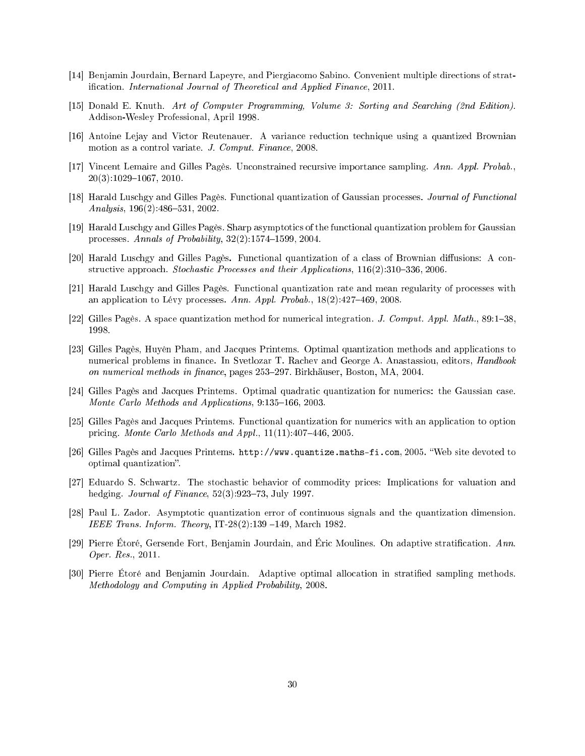[14] Benjamin Jourdain, Bernard Lapeyre, and Piergiacomo Sabino. Convenient multiple directions of stratification. *International Journal of Theoretical and Applied Finance*, 2011.

[15] Donald E. Knuth. *Art of Computer Programming, Volume 3: Sorting and Searching (2nd Edition)*. Addison-Wesley Professional, April 1998.

[16] Antoine Lejay and Victor Reutenauer. A variance reduction technique using a quantized Brownian motion as a control variate. *J. Comput. Finance*, 2008.

[17] Vincent Lemaire and Gilles Pagès. Unconstrained recursive importance sampling. *Ann. Appl. Probab.*, 20(3):1029–1067, 2010.

[18] Harald Luschgy and Gilles Pagès. Functional quantization of Gaussian processes. *Journal of Functional Analysis*, 196(2):486–531, 2002.

[19] Harald Luschgy and Gilles Pagès. Sharp asymptotics of the functional quantization problem for Gaussian processes. *Annals of Probability*, 32(2):1574–1599, 2004.

[20] Harald Luschgy and Gilles Pagès. Functional quantization of a class of Brownian diffusions: A constructive approach. *Stochastic Processes and their Applications*, 116(2):310–336, 2006.

[21] Harald Luschgy and Gilles Pagès. Functional quantization rate and mean regularity of processes with an application to Lévy processes. *Ann. Appl. Probab.*, 18(2):427–469, 2008.

[22] Gilles Pagès. A space quantization method for numerical integration. *J. Comput. Appl. Math.*, 89:1–38, 1998.

[23] Gilles Pagès, Huyên Pham, and Jacques Printems. Optimal quantization methods and applications to numerical problems in finance. In Svetlozar T. Rachev and George A. Anastassiou, editors, *Handbook on numerical methods in finance*, pages 253–297. Birkhäuser, Boston, MA, 2004.

[24] Gilles Pagès and Jacques Printems. Optimal quadratic quantization for numerics: the Gaussian case. *Monte Carlo Methods and Applications*, 9:135–166, 2003.

[25] Gilles Pagès and Jacques Printems. Functional quantization for numerics with an application to option pricing. *Monte Carlo Methods and Appl.*, 11(11):407–446, 2005.

[26] Gilles Pagès and Jacques Printems. `http://www.quantize.maths-fi.com`, 2005. "Web site devoted to optimal quantization".

[27] Eduardo S. Schwartz. The stochastic behavior of commodity prices: Implications for valuation and hedging. *Journal of Finance*, 52(3):923–73, July 1997.

[28] Paul L. Zador. Asymptotic quantization error of continuous signals and the quantization dimension. *IEEE Trans. Inform. Theory*, IT-28(2):139 –149, March 1982.

[29] Pierre Étoré, Gersende Fort, Benjamin Jourdain, and Éric Moulines. On adaptive stratification. *Ann. Oper. Res.*, 2011.

[30] Pierre Étoré and Benjamin Jourdain. Adaptive optimal allocation in stratified sampling methods. *Methodology and Computing in Applied Probability*, 2008.